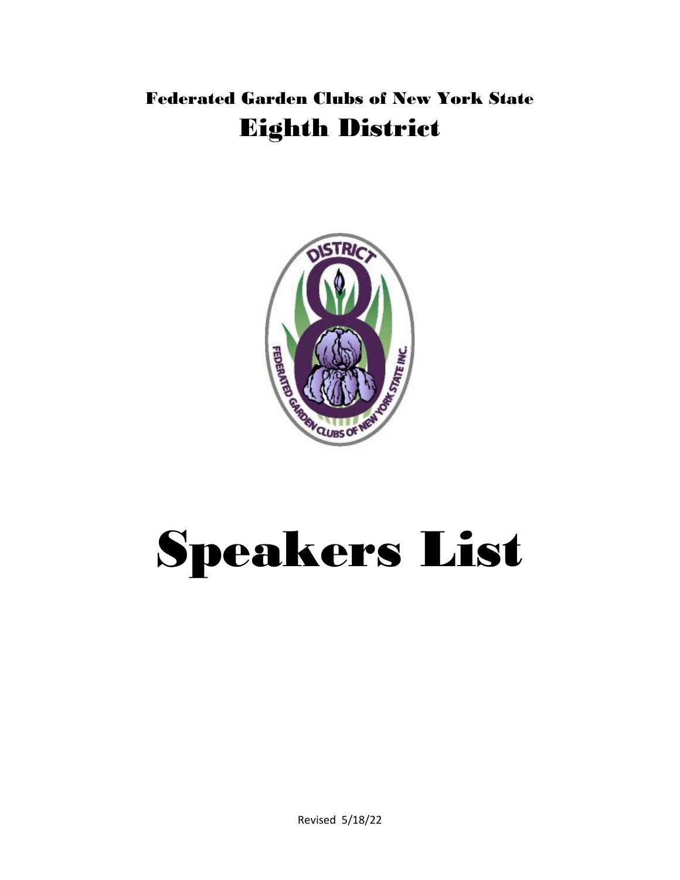# Federated Garden Clubs of New York State

# Eighth District

# Speakers List

Revised 5/18/22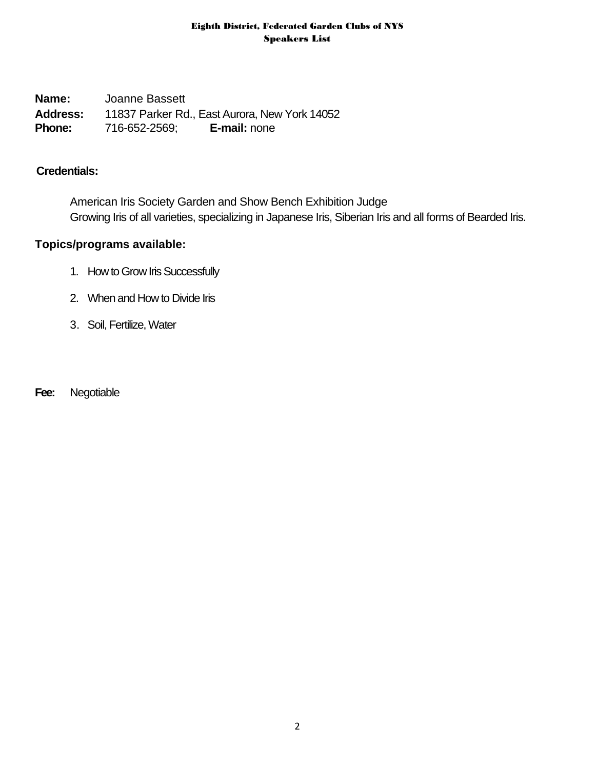**Name:** Joanne Bassett
**Address:** 11837 Parker Rd., East Aurora, New York 14052
**Phone:** 716-652-2569; **E-mail:** none

**Credentials:**

American Iris Society Garden and Show Bench Exhibition Judge
Growing Iris of all varieties, specializing in Japanese Iris, Siberian Iris and all forms of Bearded Iris.

**Topics/programs available:**

1. How to Grow Iris Successfully
2. When and How to Divide Iris
3. Soil, Fertilize, Water

**Fee:** Negotiable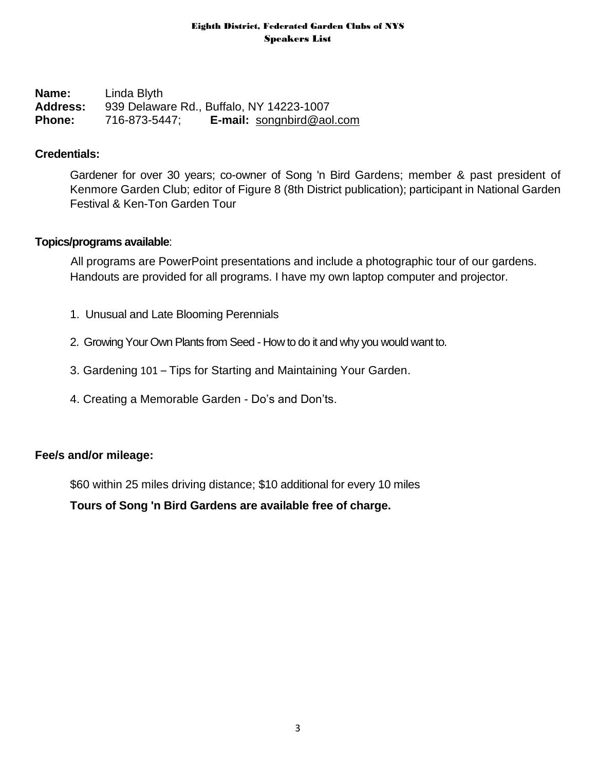**Name:** Linda Blyth
**Address:** 939 Delaware Rd., Buffalo, NY 14223-1007
**Phone:** 716-873-5447; **E-mail:** songnbird@aol.com

**Credentials:**

Gardener for over 30 years; co-owner of Song 'n Bird Gardens; member & past president of Kenmore Garden Club; editor of Figure 8 (8th District publication); participant in National Garden Festival & Ken-Ton Garden Tour

**Topics/programs available**:

All programs are PowerPoint presentations and include a photographic tour of our gardens. Handouts are provided for all programs. I have my own laptop computer and projector.

1. Unusual and Late Blooming Perennials
2. Growing Your Own Plants from Seed - How to do it and why you would want to.
3. Gardening 101 – Tips for Starting and Maintaining Your Garden.
4. Creating a Memorable Garden - Do's and Don'ts.

**Fee/s and/or mileage:**

$60 within 25 miles driving distance; $10 additional for every 10 miles

**Tours of Song 'n Bird Gardens are available free of charge.**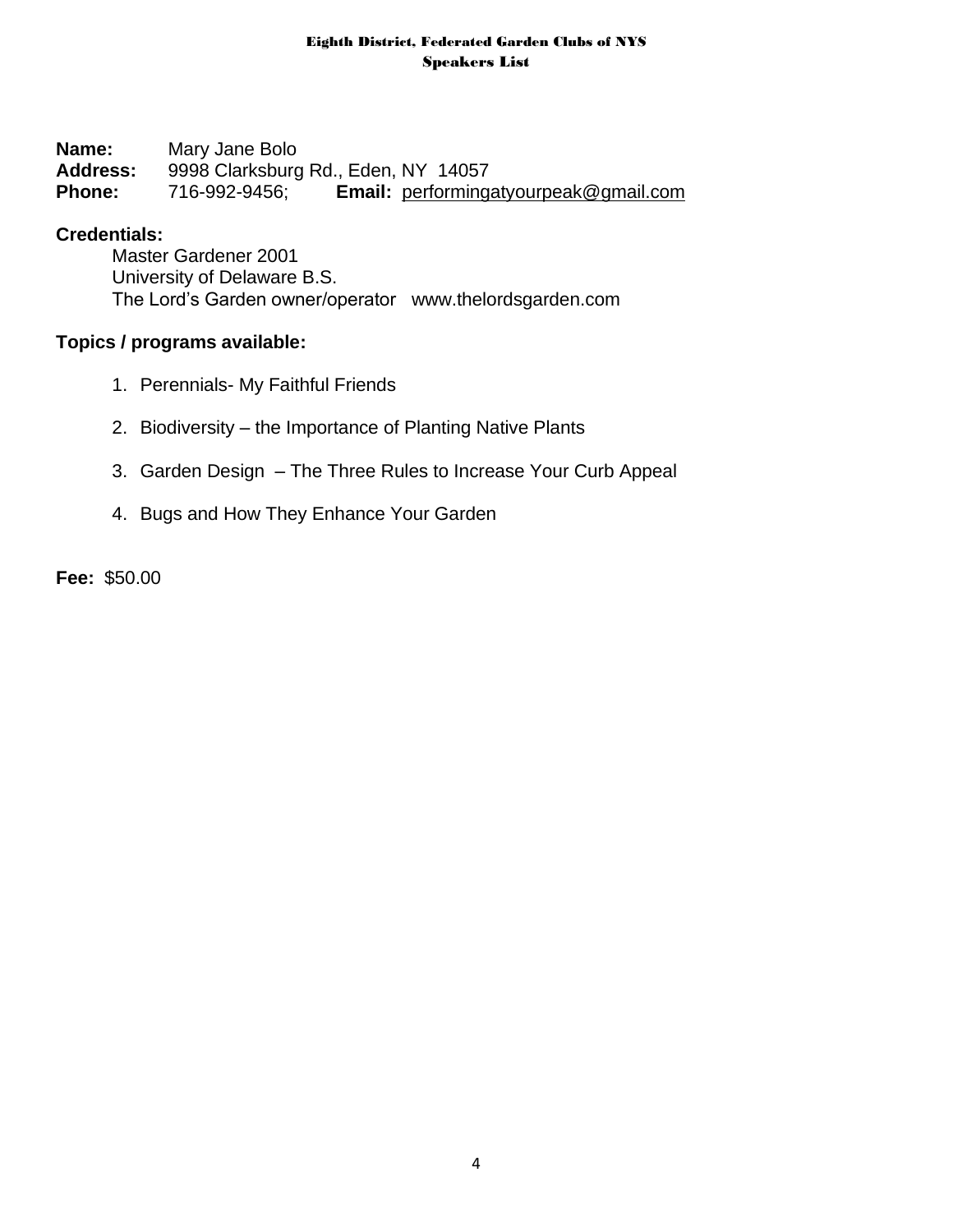**Name:** Mary Jane Bolo
**Address:** 9998 Clarksburg Rd., Eden, NY 14057
**Phone:** 716-992-9456; **Email:** performingatyourpeak@gmail.com

**Credentials:**

Master Gardener 2001
University of Delaware B.S.
The Lord's Garden owner/operator www.thelordsgarden.com

**Topics / programs available:**

1. Perennials- My Faithful Friends
2. Biodiversity – the Importance of Planting Native Plants
3. Garden Design – The Three Rules to Increase Your Curb Appeal
4. Bugs and How They Enhance Your Garden

**Fee:** $50.00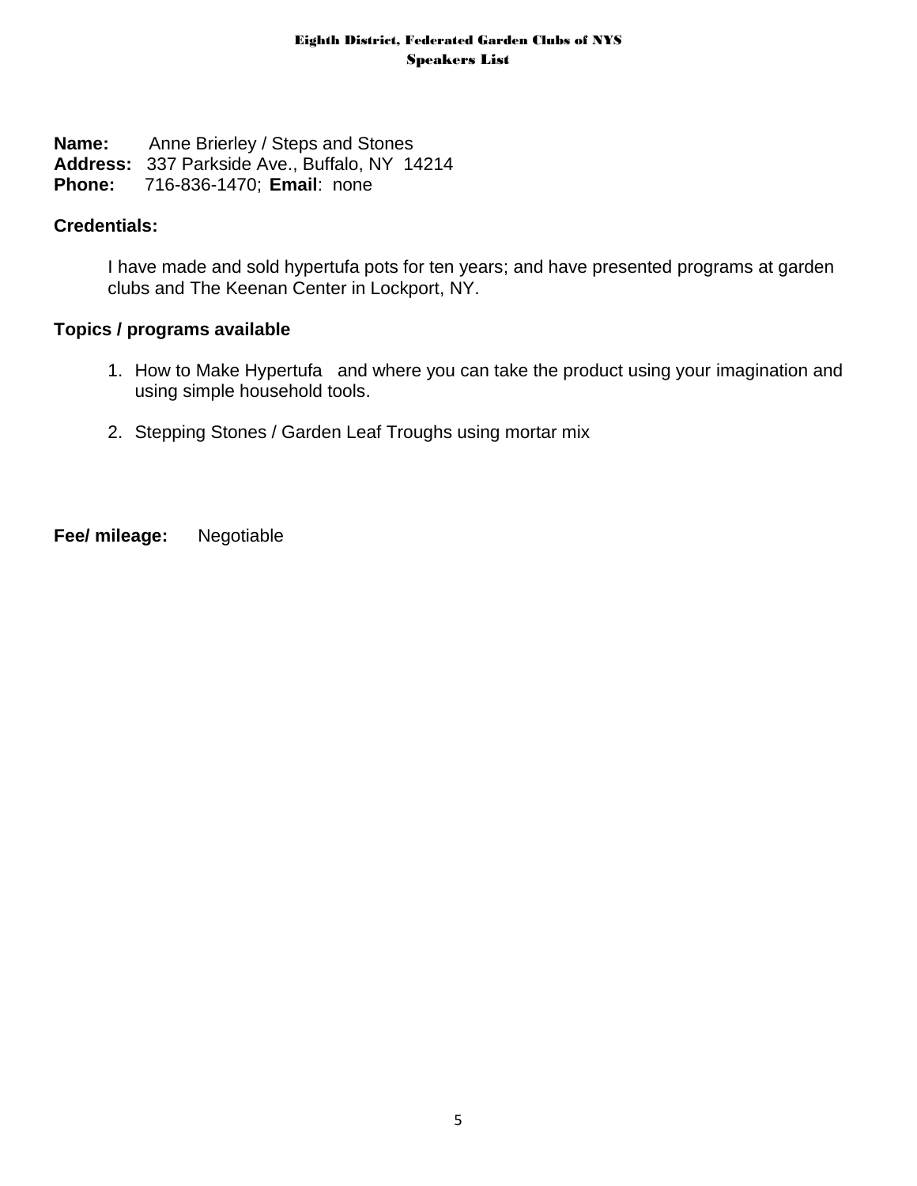**Name:** Anne Brierley / Steps and Stones
**Address:** 337 Parkside Ave., Buffalo, NY 14214
**Phone:** 716-836-1470; **Email**: none

**Credentials:**

I have made and sold hypertufa pots for ten years; and have presented programs at garden clubs and The Keenan Center in Lockport, NY.

**Topics / programs available**

1. How to Make Hypertufa and where you can take the product using your imagination and using simple household tools.

2. Stepping Stones / Garden Leaf Troughs using mortar mix

**Fee/ mileage:** Negotiable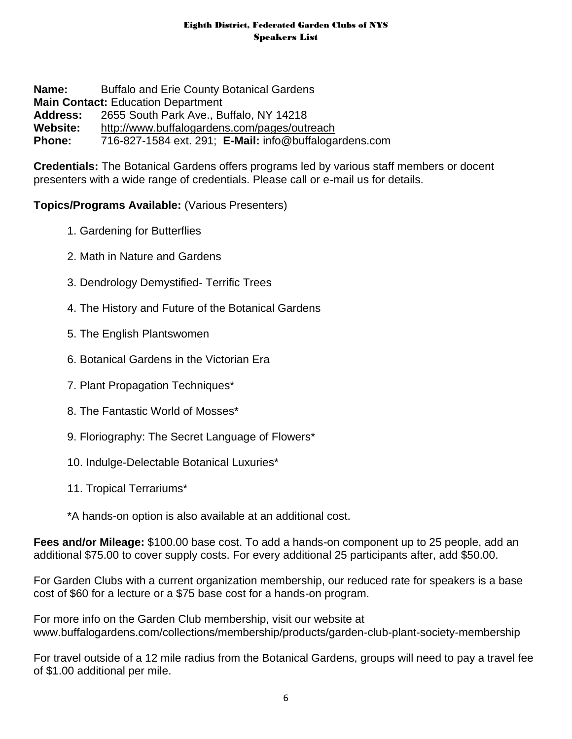**Name:** Buffalo and Erie County Botanical Gardens
**Main Contact:** Education Department
**Address:** 2655 South Park Ave., Buffalo, NY 14218
**Website:** http://www.buffalogardens.com/pages/outreach
**Phone:** 716-827-1584 ext. 291; **E-Mail:** info@buffalogardens.com

**Credentials:** The Botanical Gardens offers programs led by various staff members or docent presenters with a wide range of credentials. Please call or e-mail us for details.

**Topics/Programs Available:** (Various Presenters)

1. Gardening for Butterflies
2. Math in Nature and Gardens
3. Dendrology Demystified- Terrific Trees
4. The History and Future of the Botanical Gardens
5. The English Plantswomen
6. Botanical Gardens in the Victorian Era
7. Plant Propagation Techniques*
8. The Fantastic World of Mosses*
9. Floriography: The Secret Language of Flowers*
10. Indulge-Delectable Botanical Luxuries*
11. Tropical Terrariums*

*A hands-on option is also available at an additional cost.

**Fees and/or Mileage:** $100.00 base cost. To add a hands-on component up to 25 people, add an additional $75.00 to cover supply costs. For every additional 25 participants after, add $50.00.

For Garden Clubs with a current organization membership, our reduced rate for speakers is a base cost of $60 for a lecture or a $75 base cost for a hands-on program.

For more info on the Garden Club membership, visit our website at www.buffalogardens.com/collections/membership/products/garden-club-plant-society-membership

For travel outside of a 12 mile radius from the Botanical Gardens, groups will need to pay a travel fee of $1.00 additional per mile.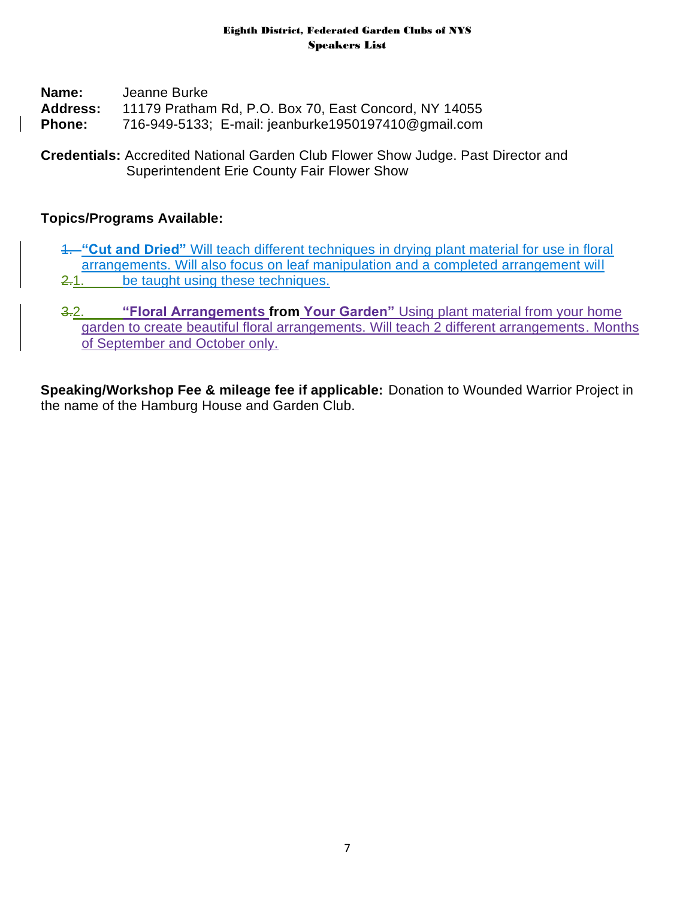**Eighth District, Federated Garden Clubs of NYS**
**Speakers List**

**Name:** Jeanne Burke
**Address:** 11179 Pratham Rd, P.O. Box 70, East Concord, NY 14055
**Phone:** 716-949-5133; E-mail: jeanburke1950197410@gmail.com

**Credentials:** Accredited National Garden Club Flower Show Judge. Past Director and Superintendent Erie County Fair Flower Show

**Topics/Programs Available:**

1. **"Cut and Dried"** Will teach different techniques in drying plant material for use in floral arrangements. Will also focus on leaf manipulation and a completed arrangement will be taught using these techniques.

2. **"Floral Arrangements from Your Garden"** Using plant material from your home garden to create beautiful floral arrangements. Will teach 2 different arrangements. Months of September and October only.

**Speaking/Workshop Fee & mileage fee if applicable:** Donation to Wounded Warrior Project in the name of the Hamburg House and Garden Club.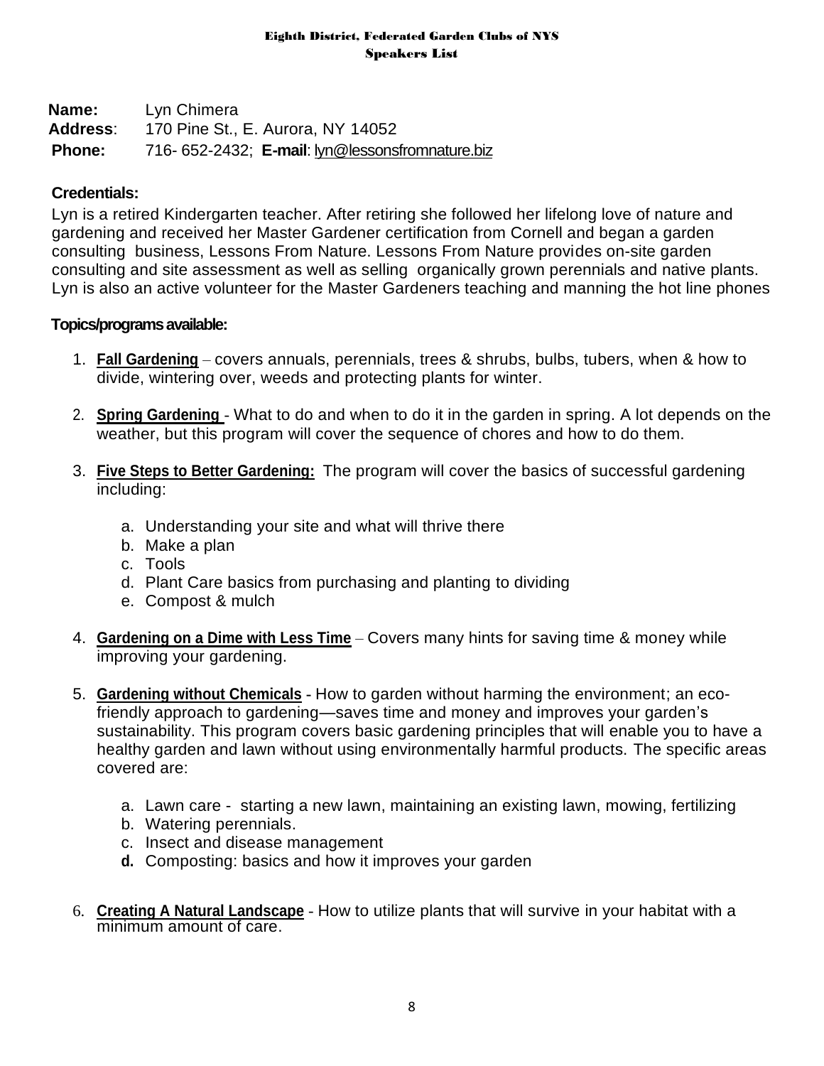**Name:** Lyn Chimera
**Address**: 170 Pine St., E. Aurora, NY 14052
**Phone:** 716- 652-2432; **E-mail**: lyn@lessonsfromnature.biz

**Credentials:**

Lyn is a retired Kindergarten teacher. After retiring she followed her lifelong love of nature and gardening and received her Master Gardener certification from Cornell and began a garden consulting business, Lessons From Nature. Lessons From Nature provides on-site garden consulting and site assessment as well as selling organically grown perennials and native plants. Lyn is also an active volunteer for the Master Gardeners teaching and manning the hot line phones

**Topics/programs available:**

1. **Fall Gardening** – covers annuals, perennials, trees & shrubs, bulbs, tubers, when & how to divide, wintering over, weeds and protecting plants for winter.

2. **Spring Gardening** - What to do and when to do it in the garden in spring. A lot depends on the weather, but this program will cover the sequence of chores and how to do them.

3. **Five Steps to Better Gardening:** The program will cover the basics of successful gardening including:

    a. Understanding your site and what will thrive there
    b. Make a plan
    c. Tools
    d. Plant Care basics from purchasing and planting to dividing
    e. Compost & mulch

4. **Gardening on a Dime with Less Time** – Covers many hints for saving time & money while improving your gardening.

5. **Gardening without Chemicals** - How to garden without harming the environment; an eco-friendly approach to gardening—saves time and money and improves your garden's sustainability. This program covers basic gardening principles that will enable you to have a healthy garden and lawn without using environmentally harmful products. The specific areas covered are:

    a. Lawn care - starting a new lawn, maintaining an existing lawn, mowing, fertilizing
    b. Watering perennials.
    c. Insect and disease management
    d. Composting: basics and how it improves your garden

6. **Creating A Natural Landscape** - How to utilize plants that will survive in your habitat with a minimum amount of care.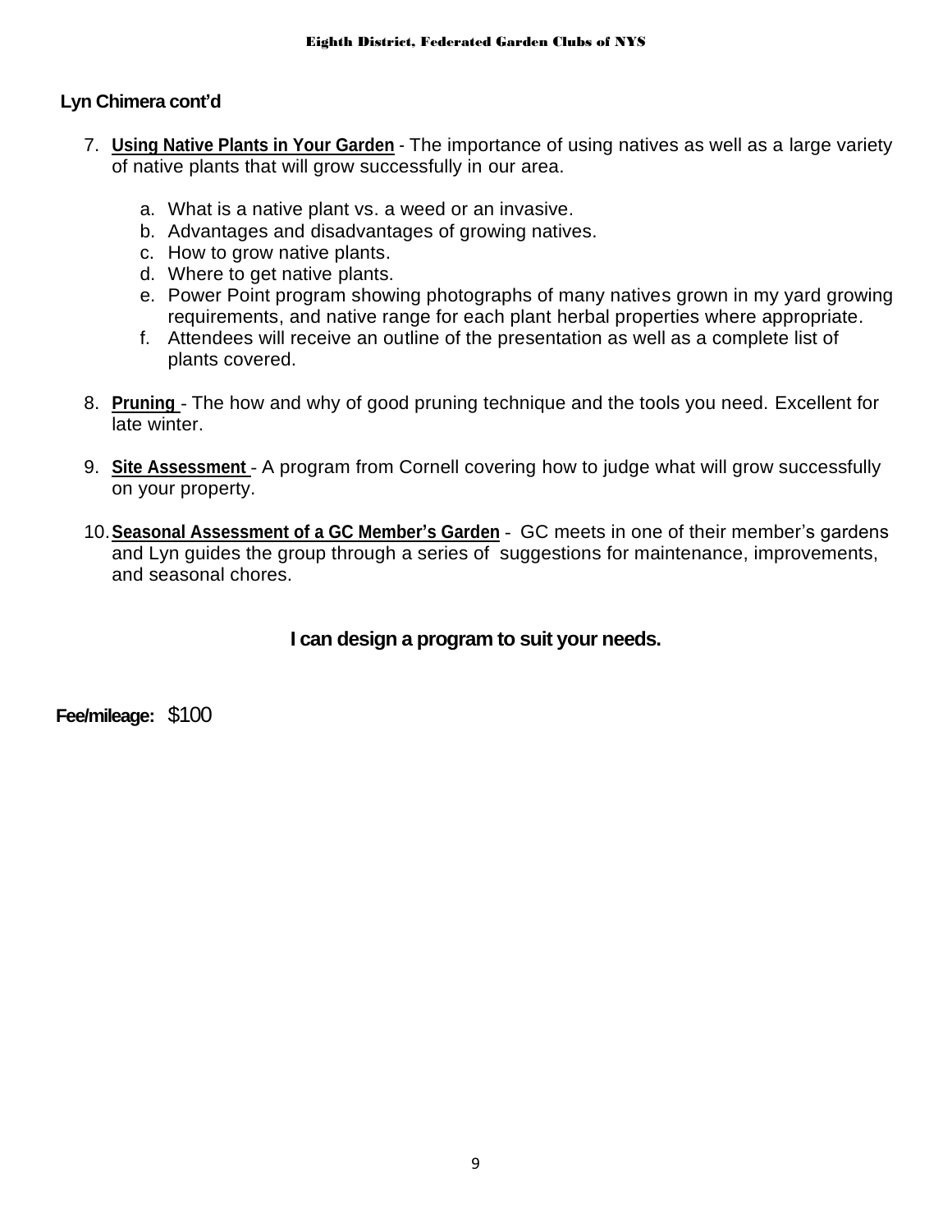**Lyn Chimera cont'd**

7. **Using Native Plants in Your Garden** - The importance of using natives as well as a large variety of native plants that will grow successfully in our area.

   a. What is a native plant vs. a weed or an invasive.
   b. Advantages and disadvantages of growing natives.
   c. How to grow native plants.
   d. Where to get native plants.
   e. Power Point program showing photographs of many natives grown in my yard growing requirements, and native range for each plant herbal properties where appropriate.
   f. Attendees will receive an outline of the presentation as well as a complete list of plants covered.

8. **Pruning** - The how and why of good pruning technique and the tools you need. Excellent for late winter.

9. **Site Assessment** - A program from Cornell covering how to judge what will grow successfully on your property.

10. **Seasonal Assessment of a GC Member's Garden** - GC meets in one of their member's gardens and Lyn guides the group through a series of suggestions for maintenance, improvements, and seasonal chores.

**I can design a program to suit your needs.**

**Fee/mileage:** $100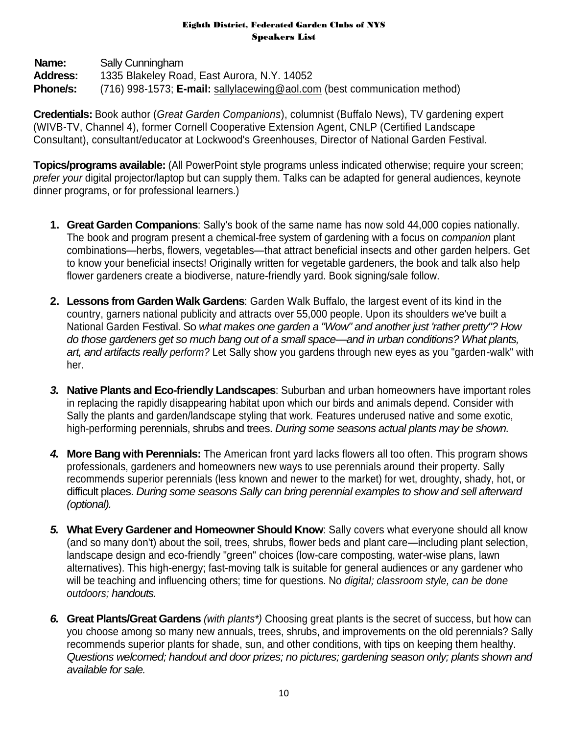**Name:** Sally Cunningham
**Address:** 1335 Blakeley Road, East Aurora, N.Y. 14052
**Phone/s:** (716) 998-1573; **E-mail:** sallylacewing@aol.com (best communication method)

**Credentials:** Book author (*Great Garden Companions*), columnist (Buffalo News), TV gardening expert (WIVB-TV, Channel 4), former Cornell Cooperative Extension Agent, CNLP (Certified Landscape Consultant), consultant/educator at Lockwood's Greenhouses, Director of National Garden Festival.

**Topics/programs available:** (All PowerPoint style programs unless indicated otherwise; require your screen; *prefer your* digital projector/laptop but can supply them. Talks can be adapted for general audiences, keynote dinner programs, or for professional learners.)

1. **Great Garden Companions**: Sally's book of the same name has now sold 44,000 copies nationally. The book and program present a chemical-free system of gardening with a focus on *companion* plant combinations—herbs, flowers, vegetables—that attract beneficial insects and other garden helpers. Get to know your beneficial insects! Originally written for vegetable gardeners, the book and talk also help flower gardeners create a biodiverse, nature-friendly yard. Book signing/sale follow.

2. **Lessons from Garden Walk Gardens**: Garden Walk Buffalo, the largest event of its kind in the country, garners national publicity and attracts over 55,000 people. Upon its shoulders we've built a National Garden Festival. So *what makes one garden a "Wow" and another just 'rather pretty"? How do those gardeners get so much bang out of a small space—and in urban conditions? What plants, art, and artifacts really perform?* Let Sally show you gardens through new eyes as you "garden-walk" with her.

3. **Native Plants and Eco-friendly Landscapes**: Suburban and urban homeowners have important roles in replacing the rapidly disappearing habitat upon which our birds and animals depend. Consider with Sally the plants and garden/landscape styling that work. Features underused native and some exotic, high-performing perennials, shrubs and trees. *During some seasons actual plants may be shown.*

4. **More Bang with Perennials:** The American front yard lacks flowers all too often. This program shows professionals, gardeners and homeowners new ways to use perennials around their property. Sally recommends superior perennials (less known and newer to the market) for wet, droughty, shady, hot, or difficult places. *During some seasons Sally can bring perennial examples to show and sell afterward (optional).*

5. **What Every Gardener and Homeowner Should Know**: Sally covers what everyone should all know (and so many don't) about the soil, trees, shrubs, flower beds and plant care—including plant selection, landscape design and eco-friendly "green" choices (low-care composting, water-wise plans, lawn alternatives). This high-energy; fast-moving talk is suitable for general audiences or any gardener who will be teaching and influencing others; time for questions. No *digital; classroom style, can be done outdoors; handouts.*

6. **Great Plants/Great Gardens** *(with plants*)* Choosing great plants is the secret of success, but how can you choose among so many new annuals, trees, shrubs, and improvements on the old perennials? Sally recommends superior plants for shade, sun, and other conditions, with tips on keeping them healthy. *Questions welcomed; handout and door prizes; no pictures; gardening season only; plants shown and available for sale.*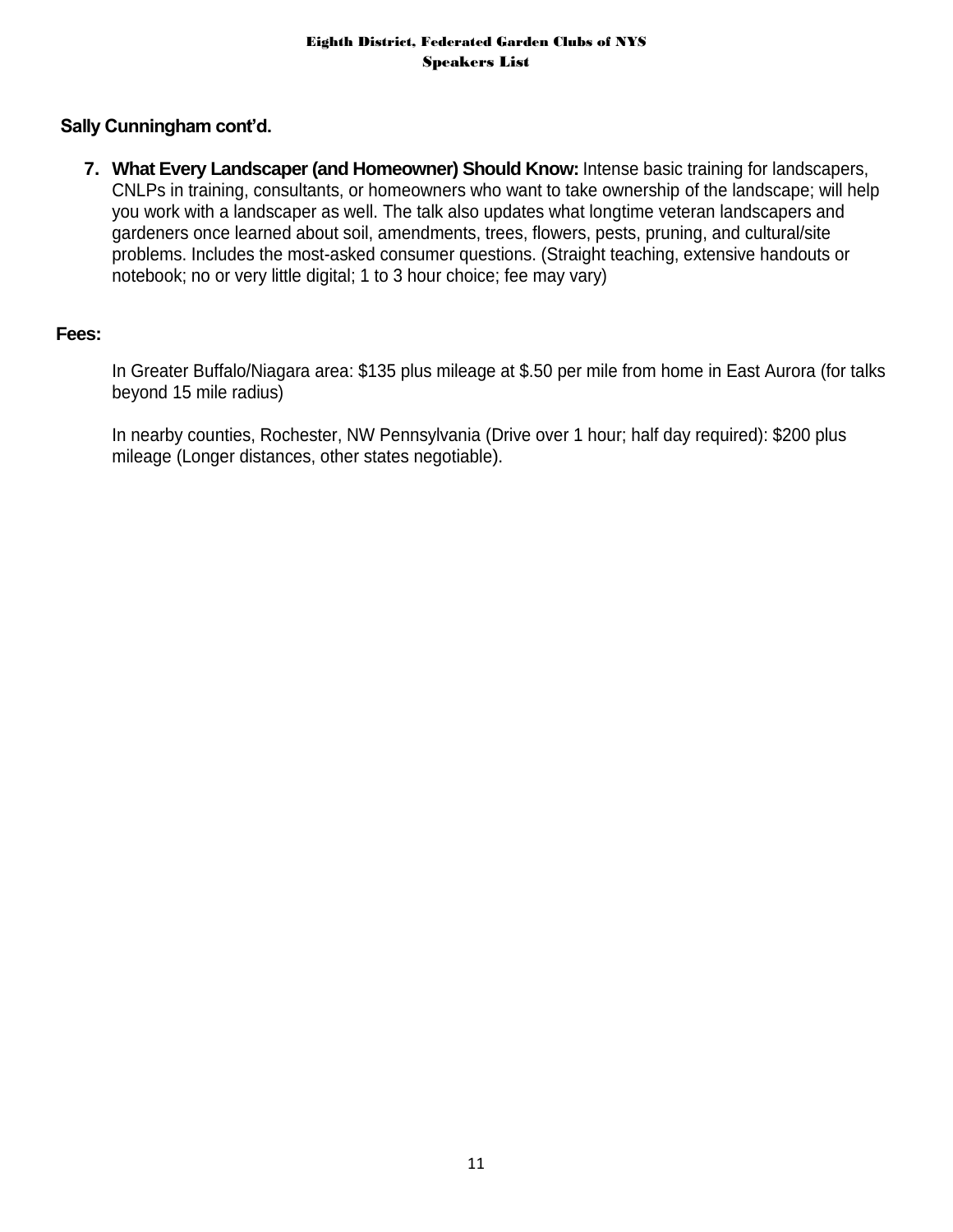**Sally Cunningham cont'd.**

7. **What Every Landscaper (and Homeowner) Should Know:** Intense basic training for landscapers, CNLPs in training, consultants, or homeowners who want to take ownership of the landscape; will help you work with a landscaper as well. The talk also updates what longtime veteran landscapers and gardeners once learned about soil, amendments, trees, flowers, pests, pruning, and cultural/site problems. Includes the most-asked consumer questions. (Straight teaching, extensive handouts or notebook; no or very little digital; 1 to 3 hour choice; fee may vary)

**Fees:**

In Greater Buffalo/Niagara area: $135 plus mileage at $.50 per mile from home in East Aurora (for talks beyond 15 mile radius)

In nearby counties, Rochester, NW Pennsylvania (Drive over 1 hour; half day required): $200 plus mileage (Longer distances, other states negotiable).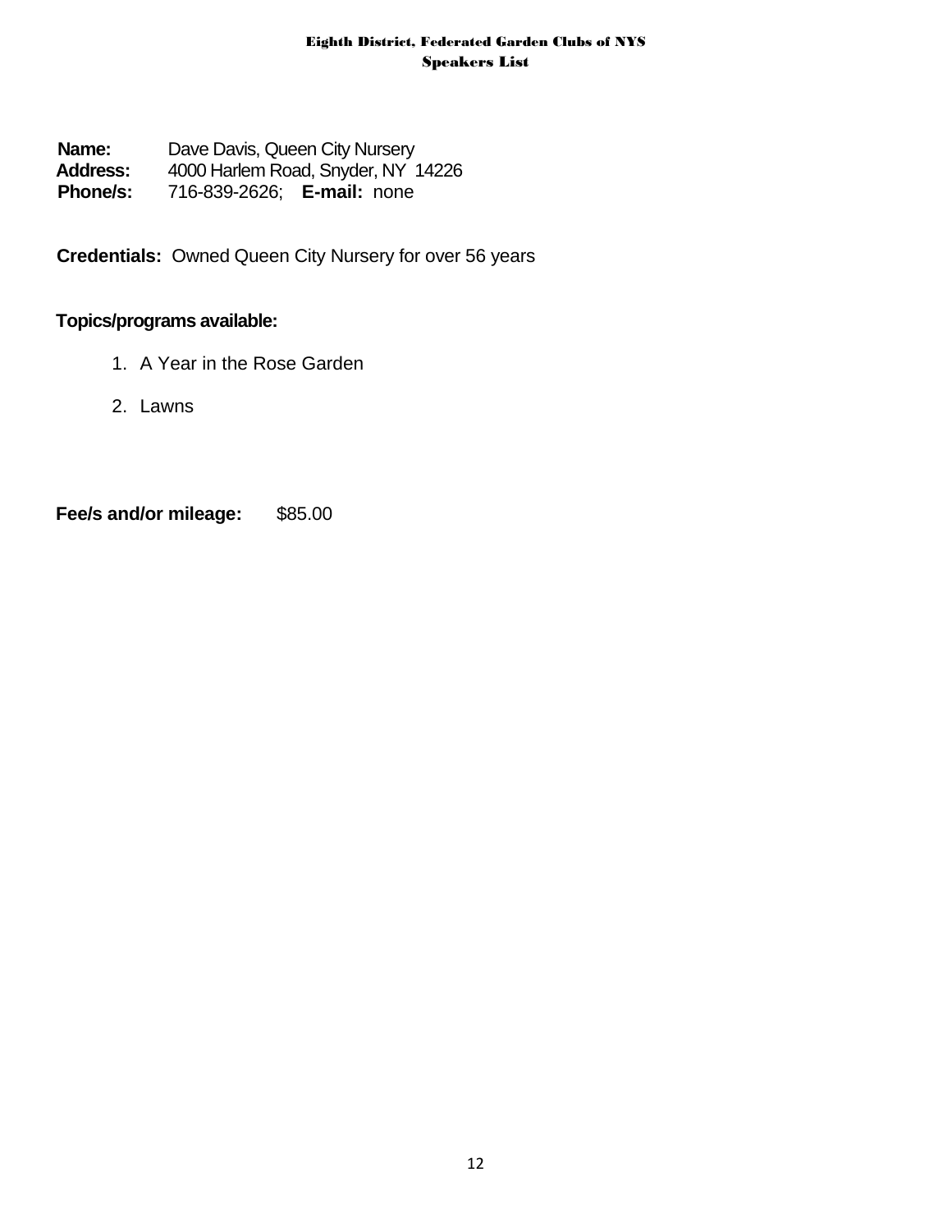**Name:** Dave Davis, Queen City Nursery
**Address:** 4000 Harlem Road, Snyder, NY 14226
**Phone/s:** 716-839-2626; **E-mail:** none

**Credentials:** Owned Queen City Nursery for over 56 years

**Topics/programs available:**

1. A Year in the Rose Garden
2. Lawns

**Fee/s and/or mileage:** $85.00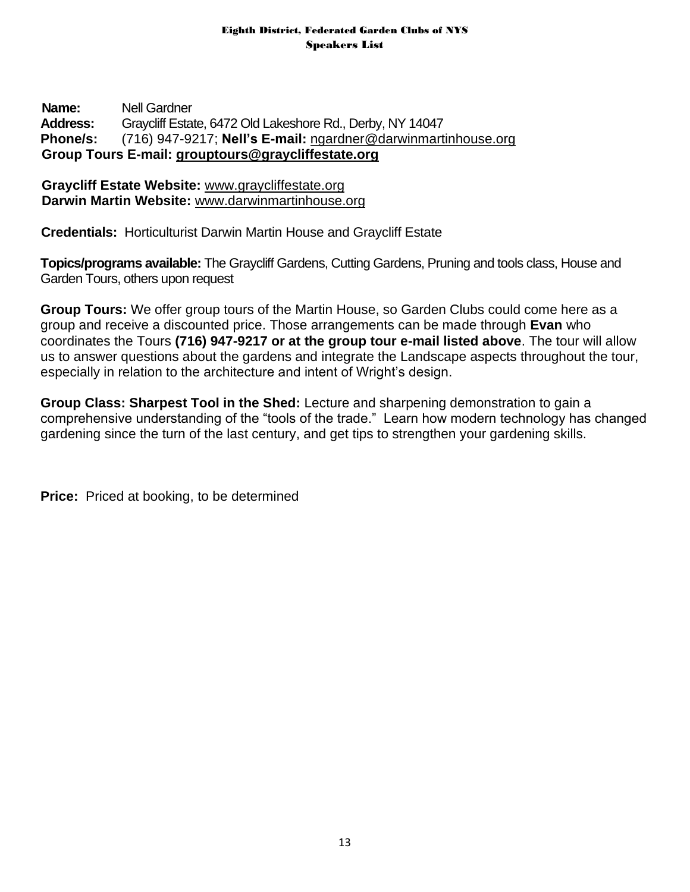**Name:** Nell Gardner
**Address:** Graycliff Estate, 6472 Old Lakeshore Rd., Derby, NY 14047
**Phone/s:** (716) 947-9217; **Nell's E-mail:** ngardner@darwinmartinhouse.org
**Group Tours E-mail: grouptours@graycliffestate.org**

**Graycliff Estate Website:** www.graycliffestate.org
**Darwin Martin Website:** www.darwinmartinhouse.org

**Credentials:** Horticulturist Darwin Martin House and Graycliff Estate

**Topics/programs available:** The Graycliff Gardens, Cutting Gardens, Pruning and tools class, House and Garden Tours, others upon request

**Group Tours:** We offer group tours of the Martin House, so Garden Clubs could come here as a group and receive a discounted price. Those arrangements can be made through **Evan** who coordinates the Tours **(716) 947-9217 or at the group tour e-mail listed above**. The tour will allow us to answer questions about the gardens and integrate the Landscape aspects throughout the tour, especially in relation to the architecture and intent of Wright's design.

**Group Class: Sharpest Tool in the Shed:** Lecture and sharpening demonstration to gain a comprehensive understanding of the "tools of the trade." Learn how modern technology has changed gardening since the turn of the last century, and get tips to strengthen your gardening skills.

**Price:** Priced at booking, to be determined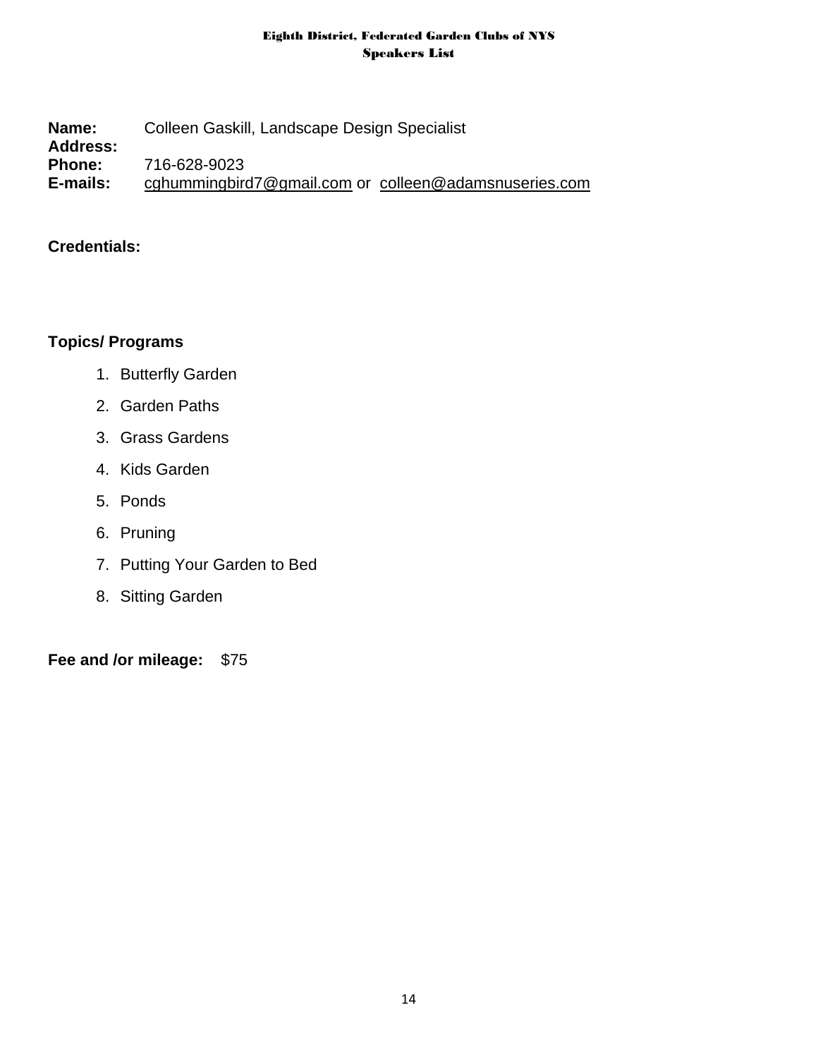**Name:** Colleen Gaskill, Landscape Design Specialist
**Address:**
**Phone:** 716-628-9023
**E-mails:** cghummingbird7@gmail.com or colleen@adamsnuseries.com

**Credentials:**

**Topics/ Programs**

1. Butterfly Garden
2. Garden Paths
3. Grass Gardens
4. Kids Garden
5. Ponds
6. Pruning
7. Putting Your Garden to Bed
8. Sitting Garden

**Fee and /or mileage:** $75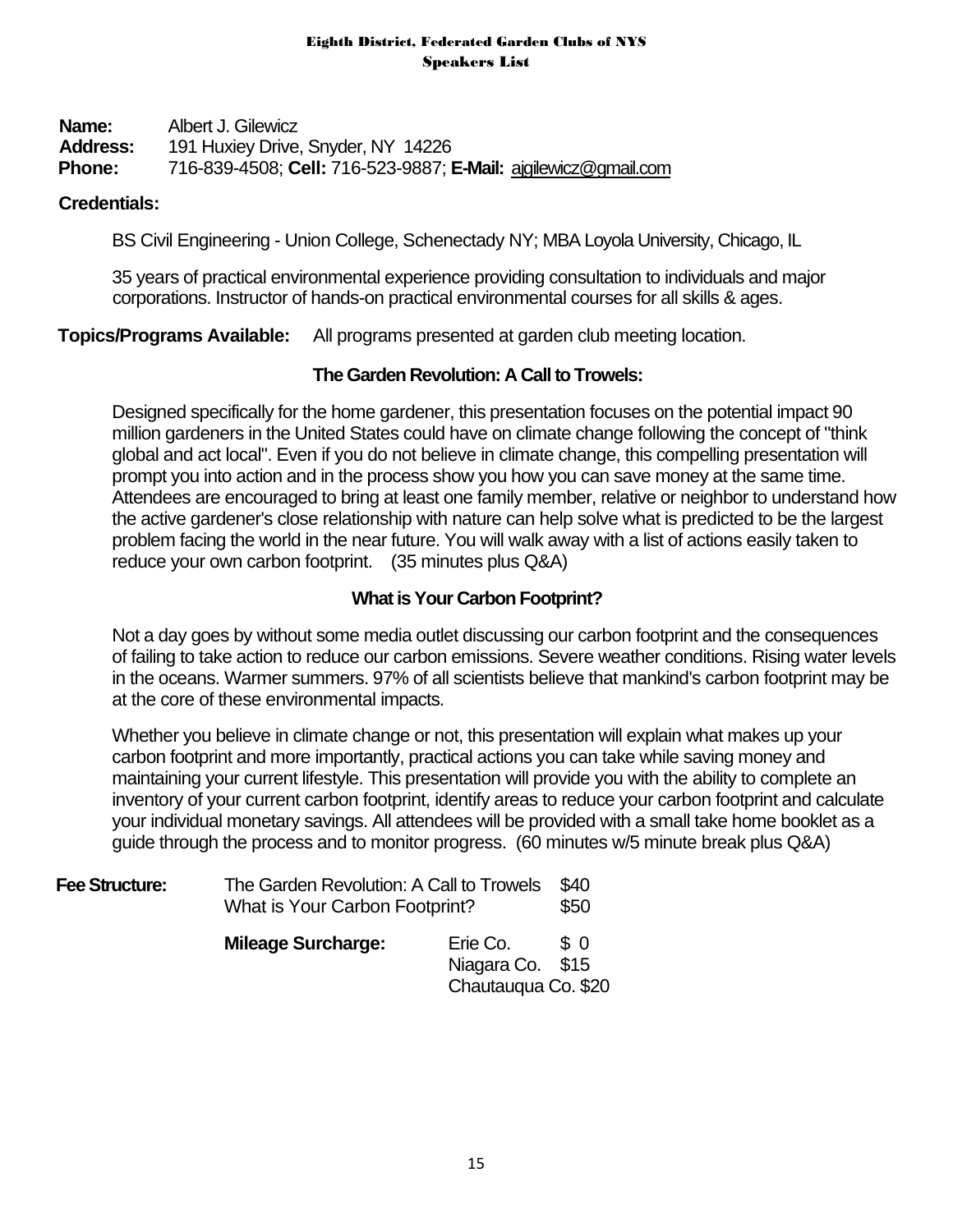**Name:** Albert J. Gilewicz
**Address:** 191 Huxiey Drive, Snyder, NY 14226
**Phone:** 716-839-4508; **Cell:** 716-523-9887; **E-Mail:** ajgilewicz@gmail.com

**Credentials:**

BS Civil Engineering - Union College, Schenectady NY; MBA Loyola University, Chicago, IL

35 years of practical environmental experience providing consultation to individuals and major corporations. Instructor of hands-on practical environmental courses for all skills & ages.

**Topics/Programs Available:** All programs presented at garden club meeting location.

### The Garden Revolution: A Call to Trowels:

Designed specifically for the home gardener, this presentation focuses on the potential impact 90 million gardeners in the United States could have on climate change following the concept of "think global and act local". Even if you do not believe in climate change, this compelling presentation will prompt you into action and in the process show you how you can save money at the same time. Attendees are encouraged to bring at least one family member, relative or neighbor to understand how the active gardener's close relationship with nature can help solve what is predicted to be the largest problem facing the world in the near future. You will walk away with a list of actions easily taken to reduce your own carbon footprint. (35 minutes plus Q&A)

### What is Your Carbon Footprint?

Not a day goes by without some media outlet discussing our carbon footprint and the consequences of failing to take action to reduce our carbon emissions. Severe weather conditions. Rising water levels in the oceans. Warmer summers. 97% of all scientists believe that mankind's carbon footprint may be at the core of these environmental impacts.

Whether you believe in climate change or not, this presentation will explain what makes up your carbon footprint and more importantly, practical actions you can take while saving money and maintaining your current lifestyle. This presentation will provide you with the ability to complete an inventory of your current carbon footprint, identify areas to reduce your carbon footprint and calculate your individual monetary savings. All attendees will be provided with a small take home booklet as a guide through the process and to monitor progress. (60 minutes w/5 minute break plus Q&A)

**Fee Structure:**

| | |
|---|---|
| The Garden Revolution: A Call to Trowels | $40 |
| What is Your Carbon Footprint? | $50 |

**Mileage Surcharge:**

| | |
|---|---|
| Erie Co. | $ 0 |
| Niagara Co. | $15 |
| Chautauqua Co. | $20 |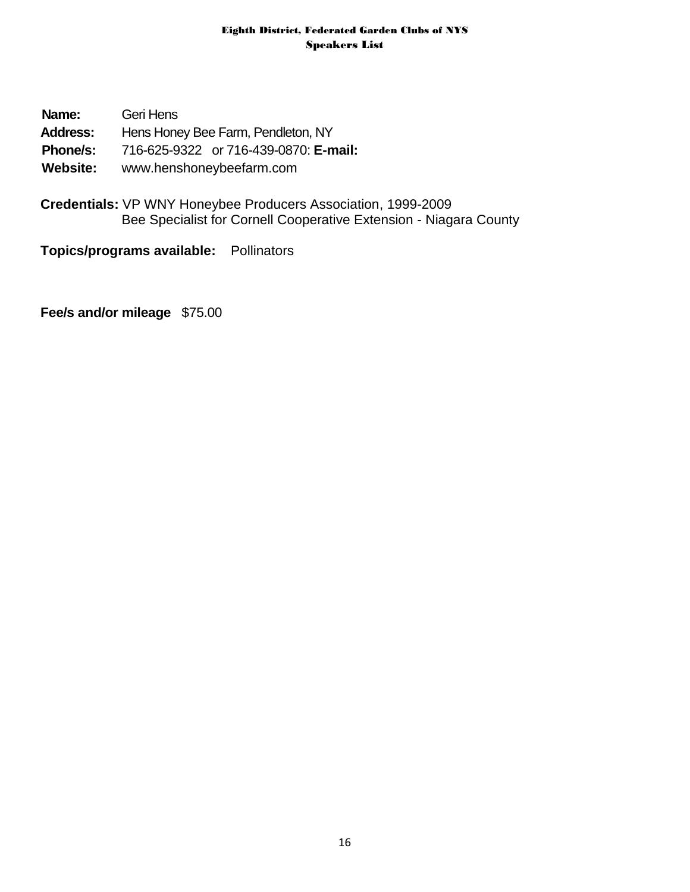**Name:** Geri Hens
**Address:** Hens Honey Bee Farm, Pendleton, NY
**Phone/s:** 716-625-9322 or 716-439-0870: **E-mail:**
**Website:** www.henshoneybeefarm.com

**Credentials:** VP WNY Honeybee Producers Association, 1999-2009
Bee Specialist for Cornell Cooperative Extension - Niagara County

**Topics/programs available:** Pollinators

**Fee/s and/or mileage** $75.00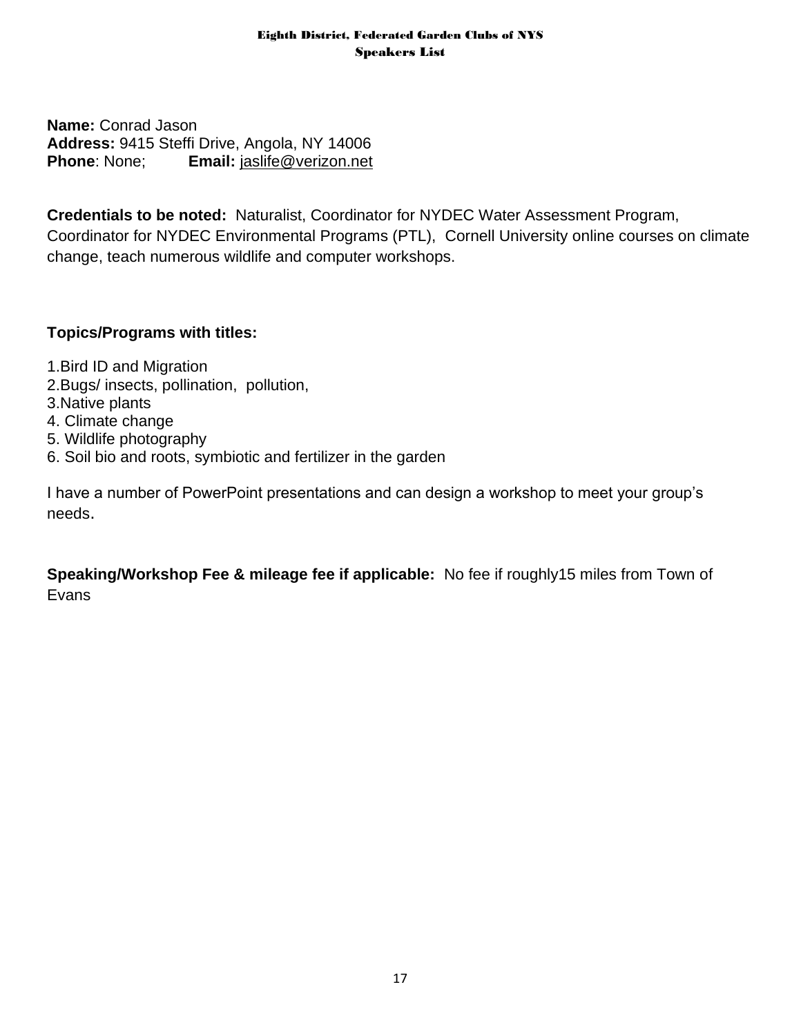**Name:** Conrad Jason
**Address:** 9415 Steffi Drive, Angola, NY 14006
**Phone**: None; **Email:** jaslife@verizon.net

**Credentials to be noted:** Naturalist, Coordinator for NYDEC Water Assessment Program, Coordinator for NYDEC Environmental Programs (PTL), Cornell University online courses on climate change, teach numerous wildlife and computer workshops.

**Topics/Programs with titles:**

1.Bird ID and Migration
2.Bugs/ insects, pollination, pollution,
3.Native plants
4. Climate change
5. Wildlife photography
6. Soil bio and roots, symbiotic and fertilizer in the garden

I have a number of PowerPoint presentations and can design a workshop to meet your group's needs.

**Speaking/Workshop Fee & mileage fee if applicable:** No fee if roughly15 miles from Town of Evans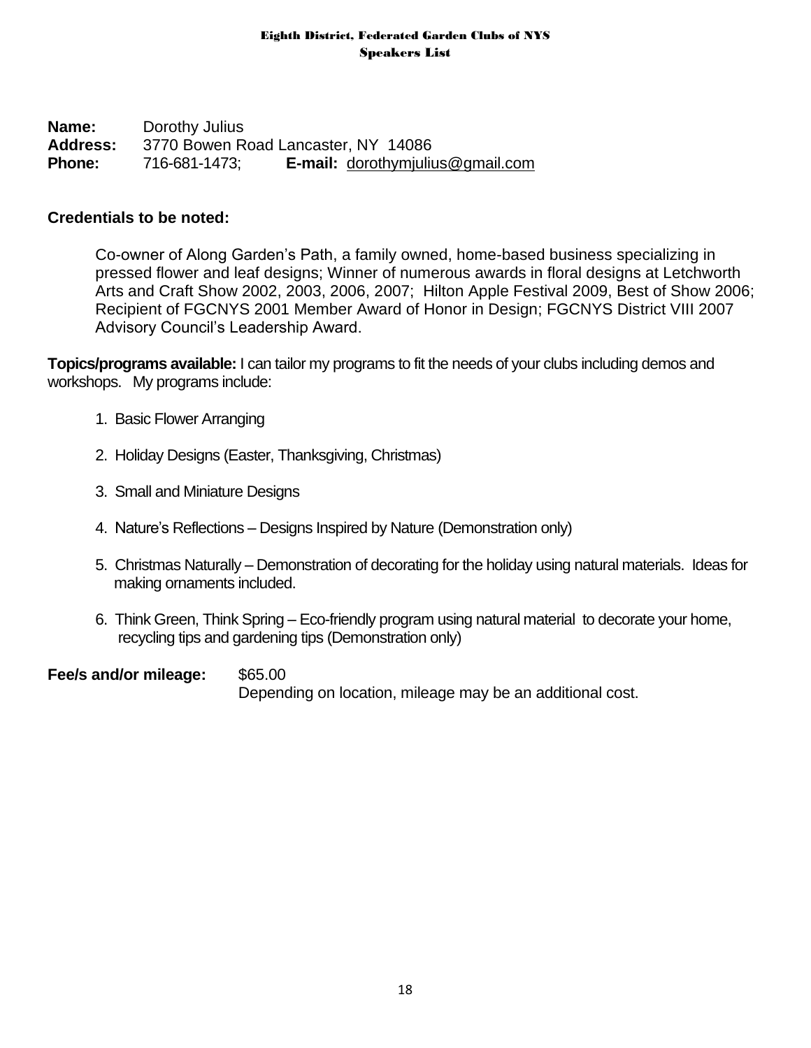**Name:** Dorothy Julius
**Address:** 3770 Bowen Road Lancaster, NY 14086
**Phone:** 716-681-1473; **E-mail:** dorothymjulius@gmail.com

**Credentials to be noted:**

Co-owner of Along Garden's Path, a family owned, home-based business specializing in pressed flower and leaf designs; Winner of numerous awards in floral designs at Letchworth Arts and Craft Show 2002, 2003, 2006, 2007; Hilton Apple Festival 2009, Best of Show 2006; Recipient of FGCNYS 2001 Member Award of Honor in Design; FGCNYS District VIII 2007 Advisory Council's Leadership Award.

**Topics/programs available:** I can tailor my programs to fit the needs of your clubs including demos and workshops. My programs include:

1. Basic Flower Arranging
2. Holiday Designs (Easter, Thanksgiving, Christmas)
3. Small and Miniature Designs
4. Nature's Reflections – Designs Inspired by Nature (Demonstration only)
5. Christmas Naturally – Demonstration of decorating for the holiday using natural materials. Ideas for making ornaments included.
6. Think Green, Think Spring – Eco-friendly program using natural material to decorate your home, recycling tips and gardening tips (Demonstration only)

**Fee/s and/or mileage:** $65.00
Depending on location, mileage may be an additional cost.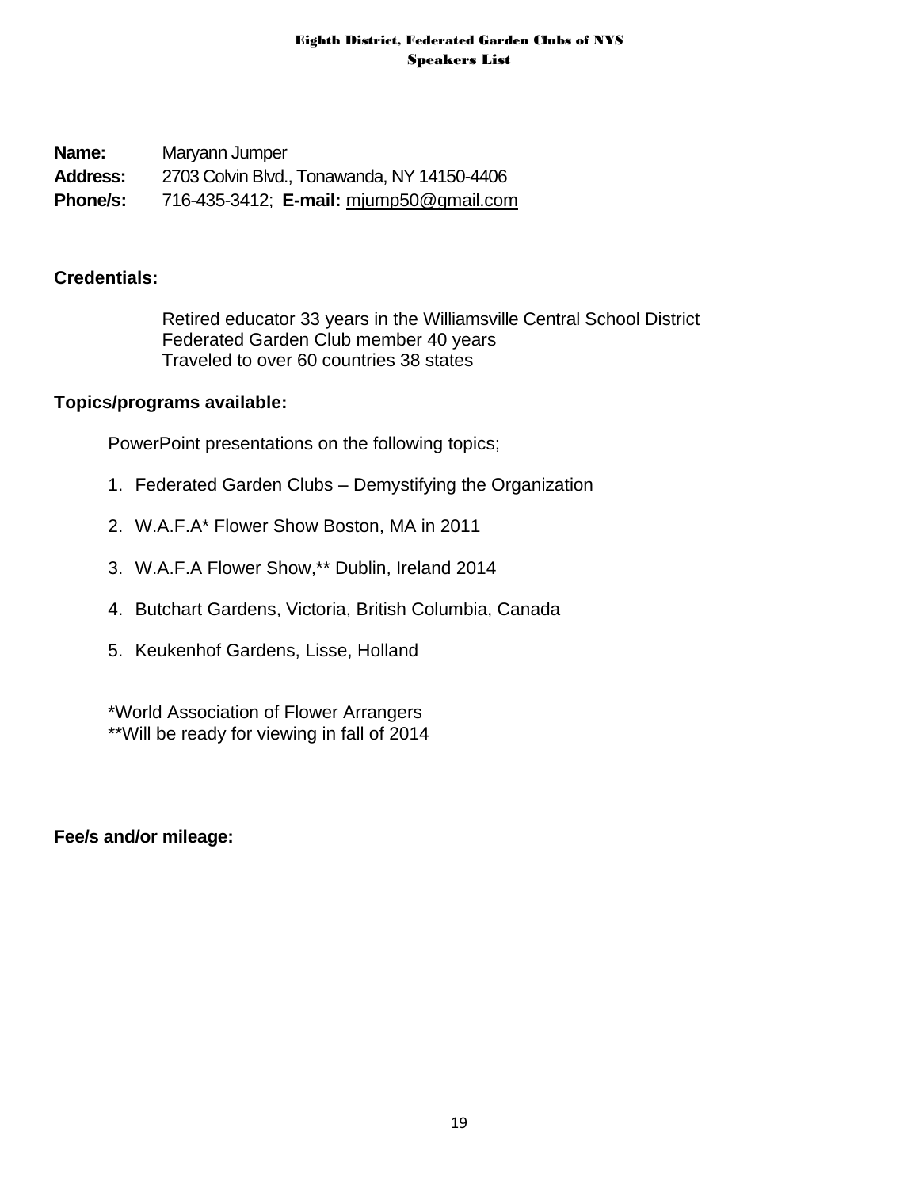**Name:** Maryann Jumper
**Address:** 2703 Colvin Blvd., Tonawanda, NY 14150-4406
**Phone/s:** 716-435-3412; **E-mail:** mjump50@gmail.com

**Credentials:**

Retired educator 33 years in the Williamsville Central School District
Federated Garden Club member 40 years
Traveled to over 60 countries 38 states

**Topics/programs available:**

PowerPoint presentations on the following topics;

1. Federated Garden Clubs – Demystifying the Organization
2. W.A.F.A* Flower Show Boston, MA in 2011
3. W.A.F.A Flower Show,** Dublin, Ireland 2014
4. Butchart Gardens, Victoria, British Columbia, Canada
5. Keukenhof Gardens, Lisse, Holland

*World Association of Flower Arrangers
**Will be ready for viewing in fall of 2014

**Fee/s and/or mileage:**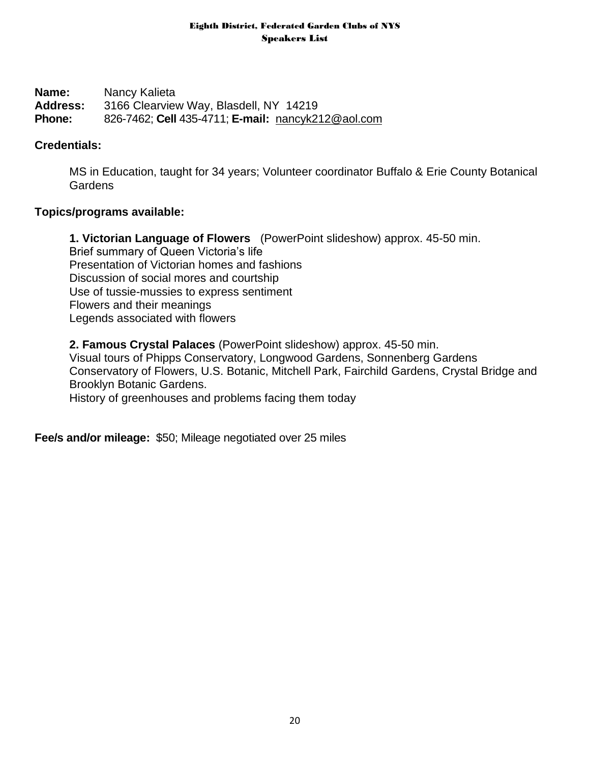**Name:** Nancy Kalieta
**Address:** 3166 Clearview Way, Blasdell, NY 14219
**Phone:** 826-7462; **Cell** 435-4711; **E-mail:** nancyk212@aol.com

**Credentials:**

MS in Education, taught for 34 years; Volunteer coordinator Buffalo & Erie County Botanical Gardens

**Topics/programs available:**

**1. Victorian Language of Flowers** (PowerPoint slideshow) approx. 45-50 min.
Brief summary of Queen Victoria's life
Presentation of Victorian homes and fashions
Discussion of social mores and courtship
Use of tussie-mussies to express sentiment
Flowers and their meanings
Legends associated with flowers

**2. Famous Crystal Palaces** (PowerPoint slideshow) approx. 45-50 min.
Visual tours of Phipps Conservatory, Longwood Gardens, Sonnenberg Gardens Conservatory of Flowers, U.S. Botanic, Mitchell Park, Fairchild Gardens, Crystal Bridge and Brooklyn Botanic Gardens.
History of greenhouses and problems facing them today

**Fee/s and/or mileage:** $50; Mileage negotiated over 25 miles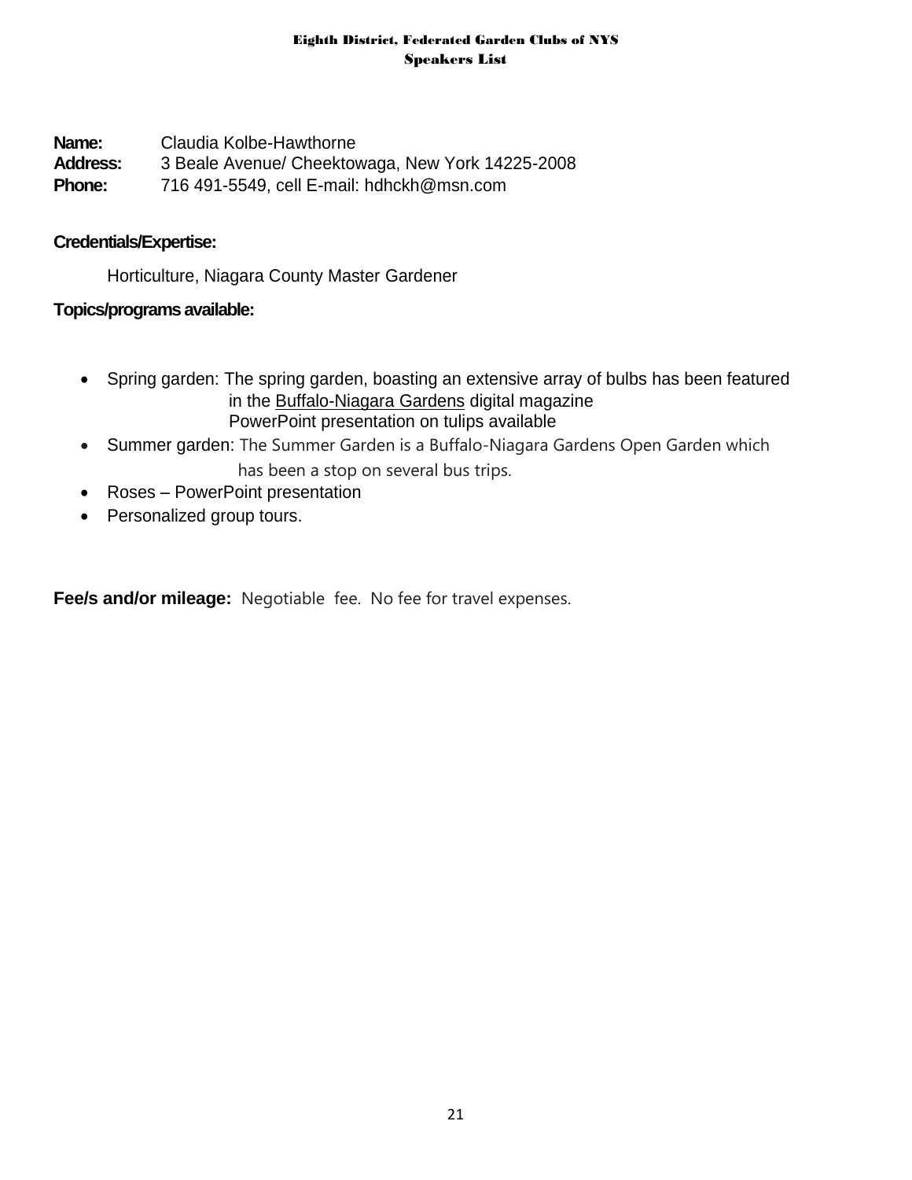**Name:** Claudia Kolbe-Hawthorne
**Address:** 3 Beale Avenue/ Cheektowaga, New York 14225-2008
**Phone:** 716 491-5549, cell E-mail: hdhckh@msn.com

**Credentials/Expertise:**

Horticulture, Niagara County Master Gardener

**Topics/programs available:**

- Spring garden: The spring garden, boasting an extensive array of bulbs has been featured in the Buffalo-Niagara Gardens digital magazine
  PowerPoint presentation on tulips available
- Summer garden: The Summer Garden is a Buffalo-Niagara Gardens Open Garden which has been a stop on several bus trips.
- Roses – PowerPoint presentation
- Personalized group tours.

**Fee/s and/or mileage:** Negotiable fee. No fee for travel expenses.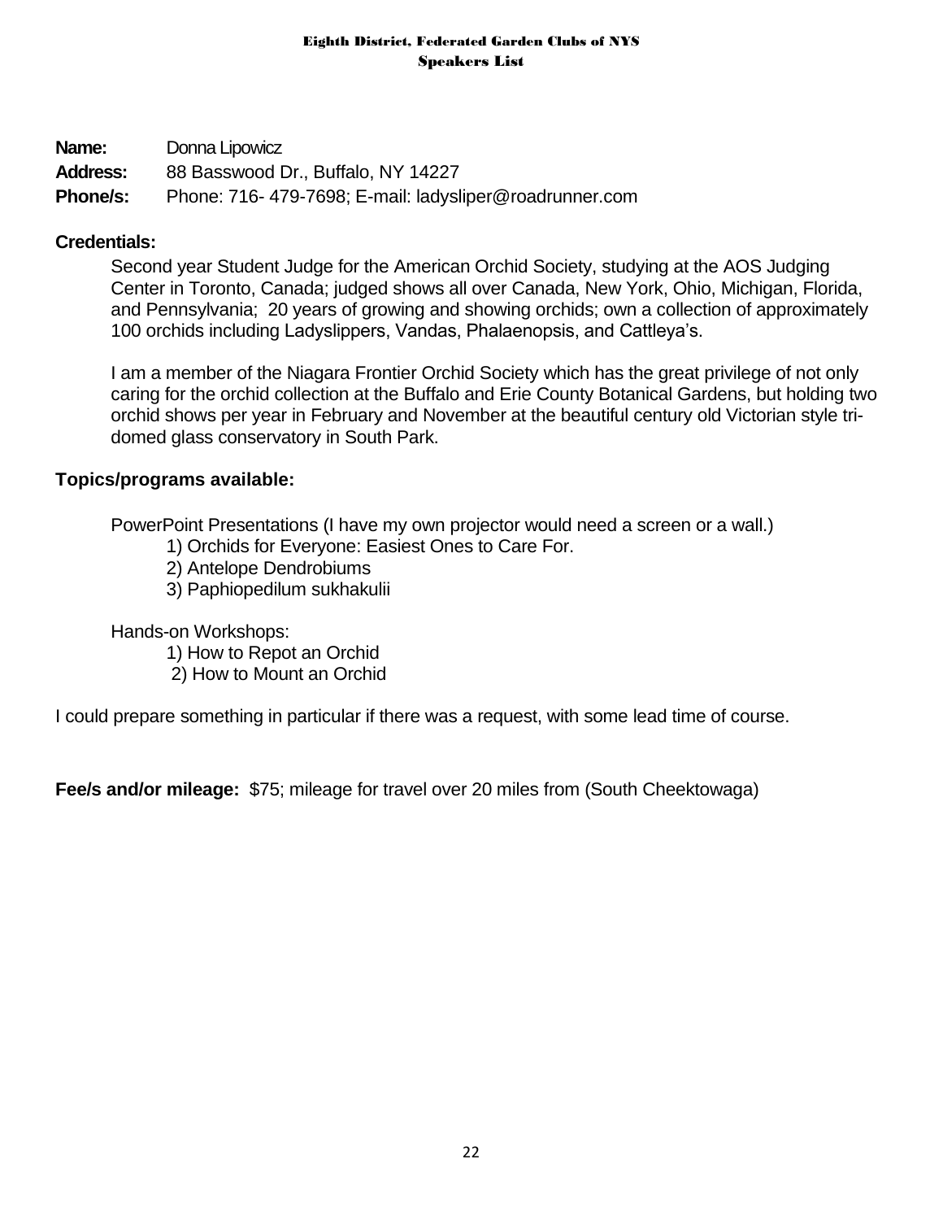**Name:** Donna Lipowicz
**Address:** 88 Basswood Dr., Buffalo, NY 14227
**Phone/s:** Phone: 716- 479-7698; E-mail: ladysliper@roadrunner.com

**Credentials:**

Second year Student Judge for the American Orchid Society, studying at the AOS Judging Center in Toronto, Canada; judged shows all over Canada, New York, Ohio, Michigan, Florida, and Pennsylvania; 20 years of growing and showing orchids; own a collection of approximately 100 orchids including Ladyslippers, Vandas, Phalaenopsis, and Cattleya's.

I am a member of the Niagara Frontier Orchid Society which has the great privilege of not only caring for the orchid collection at the Buffalo and Erie County Botanical Gardens, but holding two orchid shows per year in February and November at the beautiful century old Victorian style tri-domed glass conservatory in South Park.

**Topics/programs available:**

PowerPoint Presentations (I have my own projector would need a screen or a wall.)

1) Orchids for Everyone: Easiest Ones to Care For.
2) Antelope Dendrobiums
3) Paphiopedilum sukhakulii

Hands-on Workshops:

1) How to Repot an Orchid
2) How to Mount an Orchid

I could prepare something in particular if there was a request, with some lead time of course.

**Fee/s and/or mileage:** $75; mileage for travel over 20 miles from (South Cheektowaga)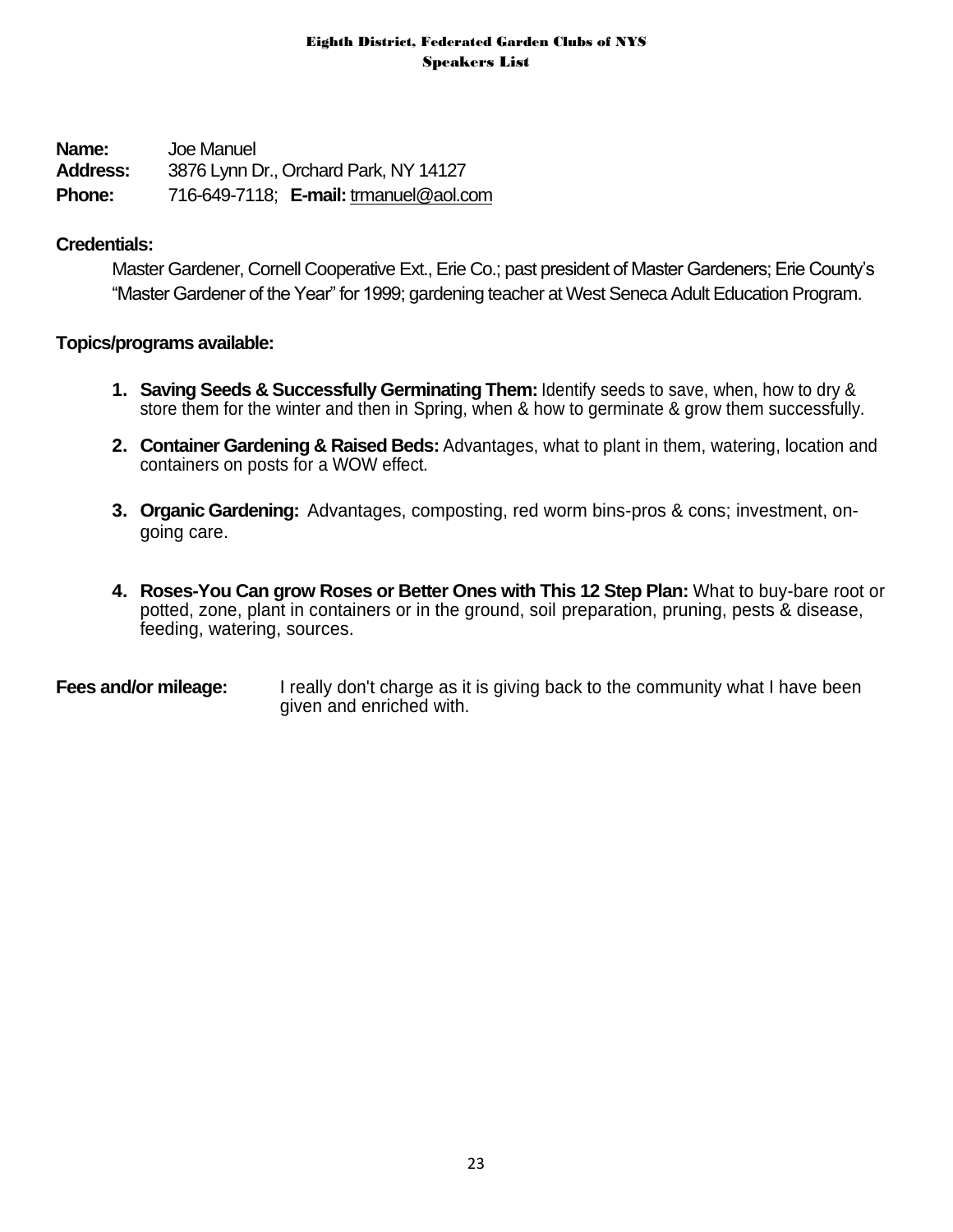**Name:** Joe Manuel
**Address:** 3876 Lynn Dr., Orchard Park, NY 14127
**Phone:** 716-649-7118; **E-mail:** trmanuel@aol.com

**Credentials:**

Master Gardener, Cornell Cooperative Ext., Erie Co.; past president of Master Gardeners; Erie County's "Master Gardener of the Year" for 1999; gardening teacher at West Seneca Adult Education Program.

**Topics/programs available:**

1. **Saving Seeds & Successfully Germinating Them:** Identify seeds to save, when, how to dry & store them for the winter and then in Spring, when & how to germinate & grow them successfully.
2. **Container Gardening & Raised Beds:** Advantages, what to plant in them, watering, location and containers on posts for a WOW effect.
3. **Organic Gardening:** Advantages, composting, red worm bins-pros & cons; investment, on-going care.
4. **Roses-You Can grow Roses or Better Ones with This 12 Step Plan:** What to buy-bare root or potted, zone, plant in containers or in the ground, soil preparation, pruning, pests & disease, feeding, watering, sources.

**Fees and/or mileage:** I really don't charge as it is giving back to the community what I have been given and enriched with.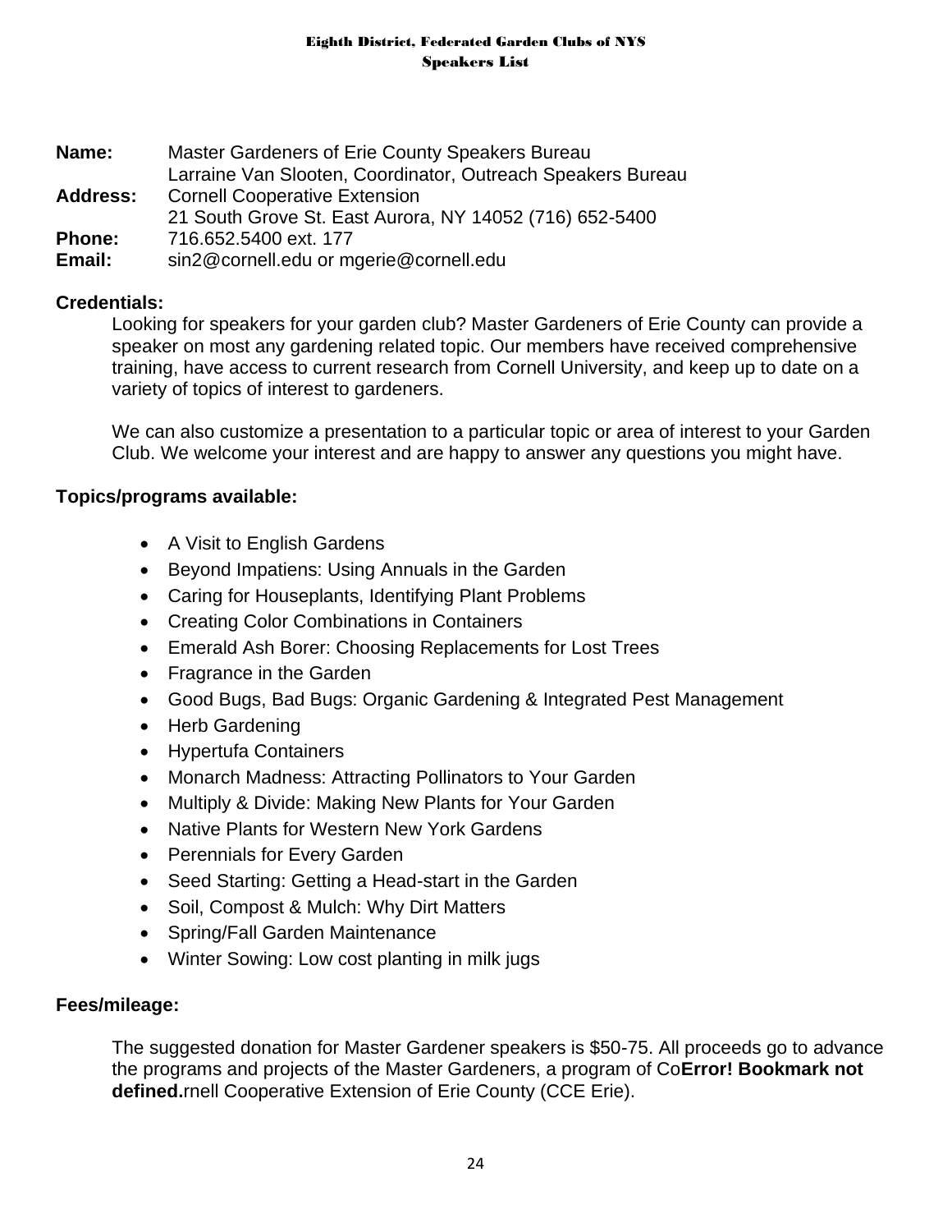**Name:** Master Gardeners of Erie County Speakers Bureau
Larraine Van Slooten, Coordinator, Outreach Speakers Bureau

**Address:** Cornell Cooperative Extension
21 South Grove St. East Aurora, NY 14052 (716) 652-5400

**Phone:** 716.652.5400 ext. 177

**Email:** sin2@cornell.edu or mgerie@cornell.edu

**Credentials:**

Looking for speakers for your garden club? Master Gardeners of Erie County can provide a speaker on most any gardening related topic. Our members have received comprehensive training, have access to current research from Cornell University, and keep up to date on a variety of topics of interest to gardeners.

We can also customize a presentation to a particular topic or area of interest to your Garden Club. We welcome your interest and are happy to answer any questions you might have.

**Topics/programs available:**

- A Visit to English Gardens
- Beyond Impatiens: Using Annuals in the Garden
- Caring for Houseplants, Identifying Plant Problems
- Creating Color Combinations in Containers
- Emerald Ash Borer: Choosing Replacements for Lost Trees
- Fragrance in the Garden
- Good Bugs, Bad Bugs: Organic Gardening & Integrated Pest Management
- Herb Gardening
- Hypertufa Containers
- Monarch Madness: Attracting Pollinators to Your Garden
- Multiply & Divide: Making New Plants for Your Garden
- Native Plants for Western New York Gardens
- Perennials for Every Garden
- Seed Starting: Getting a Head-start in the Garden
- Soil, Compost & Mulch: Why Dirt Matters
- Spring/Fall Garden Maintenance
- Winter Sowing: Low cost planting in milk jugs

**Fees/mileage:**

The suggested donation for Master Gardener speakers is $50-75. All proceeds go to advance the programs and projects of the Master Gardeners, a program of Co**Error! Bookmark not defined.**rnell Cooperative Extension of Erie County (CCE Erie).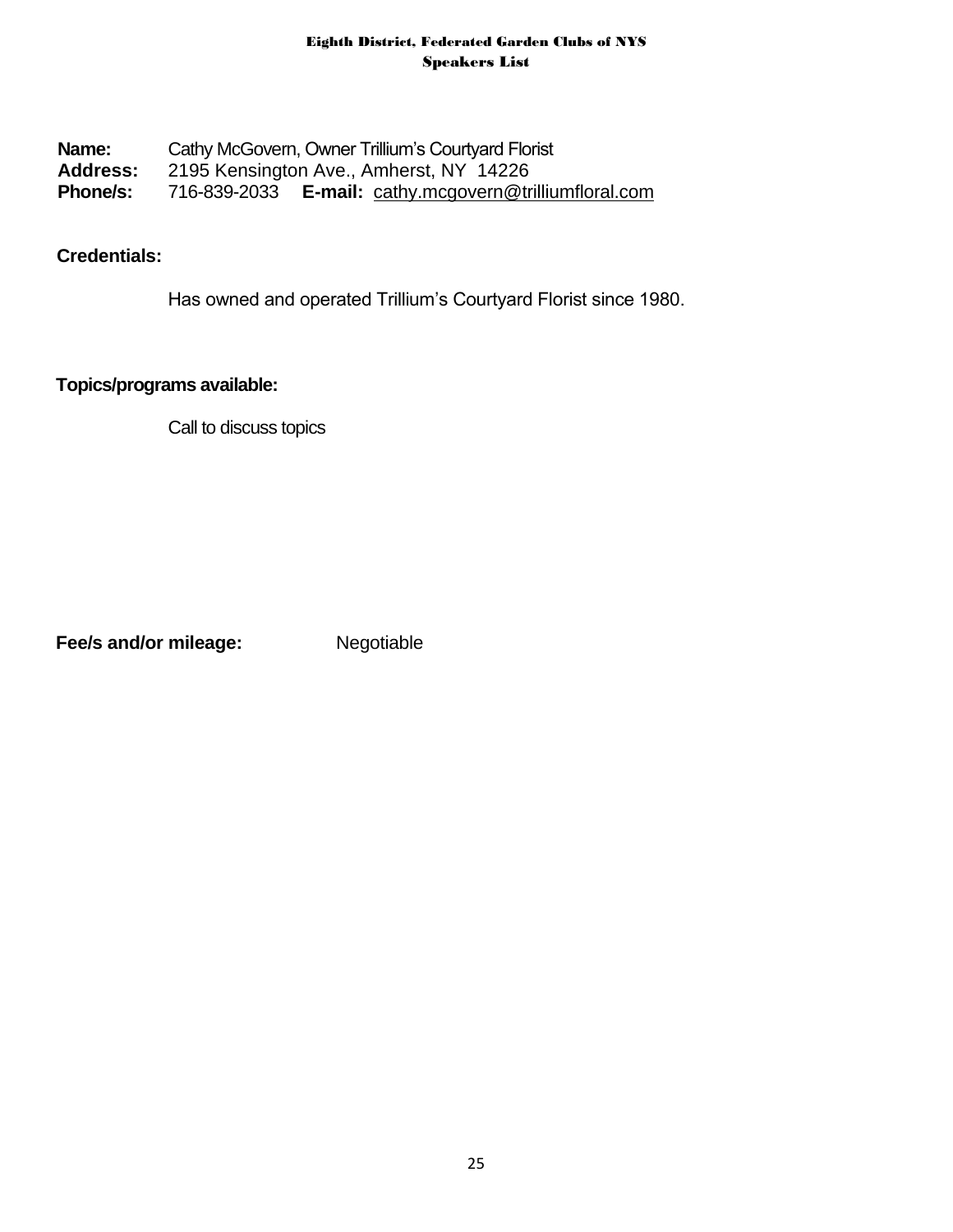**Name:** Cathy McGovern, Owner Trillium's Courtyard Florist
**Address:** 2195 Kensington Ave., Amherst, NY 14226
**Phone/s:** 716-839-2033 **E-mail:** cathy.mcgovern@trilliumfloral.com

**Credentials:**

Has owned and operated Trillium's Courtyard Florist since 1980.

**Topics/programs available:**

Call to discuss topics

**Fee/s and/or mileage:** Negotiable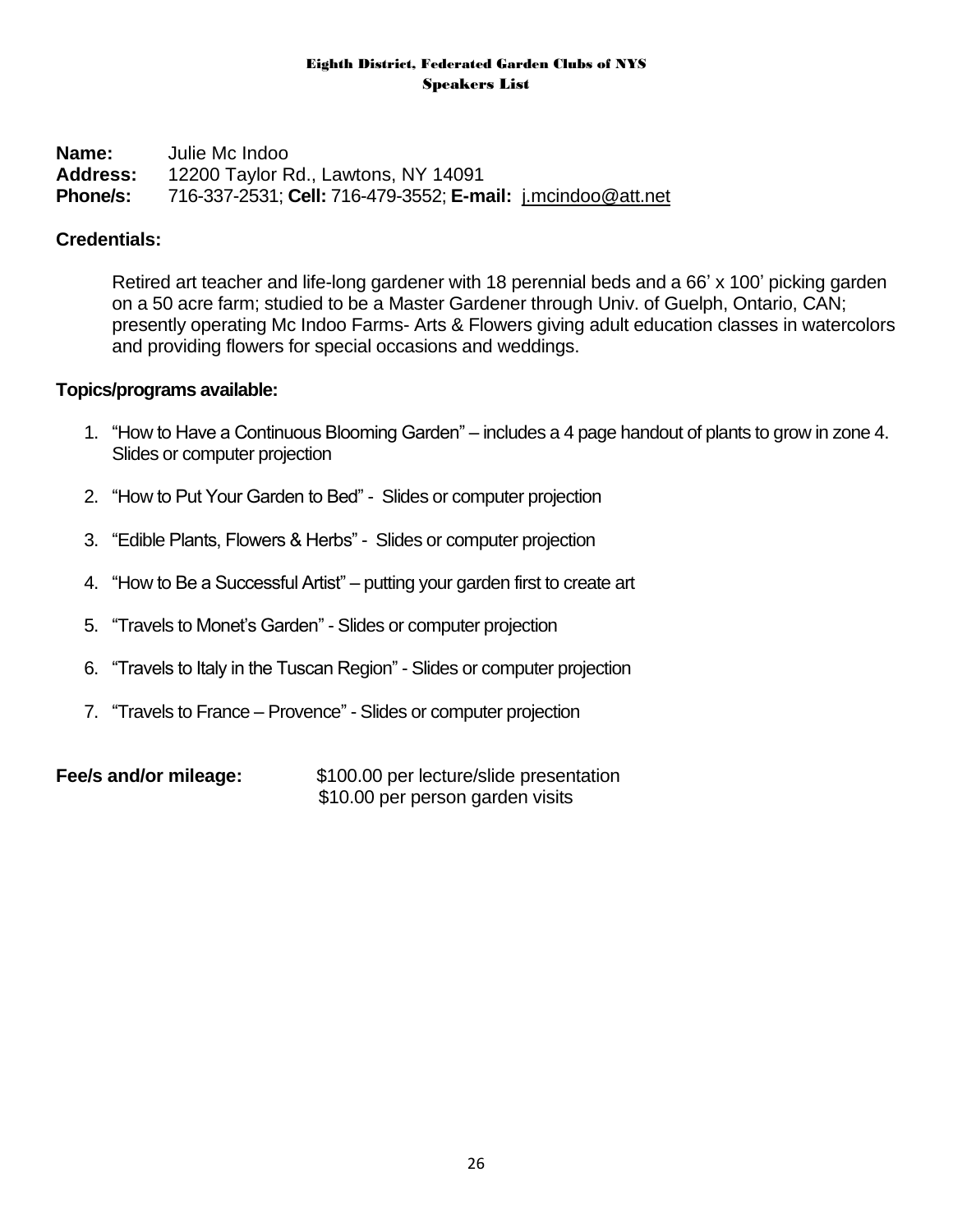**Eighth District, Federated Garden Clubs of NYS**
**Speakers List**

**Name:** Julie Mc Indoo
**Address:** 12200 Taylor Rd., Lawtons, NY 14091
**Phone/s:** 716-337-2531; **Cell:** 716-479-3552; **E-mail:** j.mcindoo@att.net

**Credentials:**

Retired art teacher and life-long gardener with 18 perennial beds and a 66' x 100' picking garden on a 50 acre farm; studied to be a Master Gardener through Univ. of Guelph, Ontario, CAN; presently operating Mc Indoo Farms- Arts & Flowers giving adult education classes in watercolors and providing flowers for special occasions and weddings.

**Topics/programs available:**

1. "How to Have a Continuous Blooming Garden" – includes a 4 page handout of plants to grow in zone 4. Slides or computer projection
2. "How to Put Your Garden to Bed" - Slides or computer projection
3. "Edible Plants, Flowers & Herbs" - Slides or computer projection
4. "How to Be a Successful Artist" – putting your garden first to create art
5. "Travels to Monet's Garden" - Slides or computer projection
6. "Travels to Italy in the Tuscan Region" - Slides or computer projection
7. "Travels to France – Provence" - Slides or computer projection

**Fee/s and/or mileage:** $100.00 per lecture/slide presentation
$10.00 per person garden visits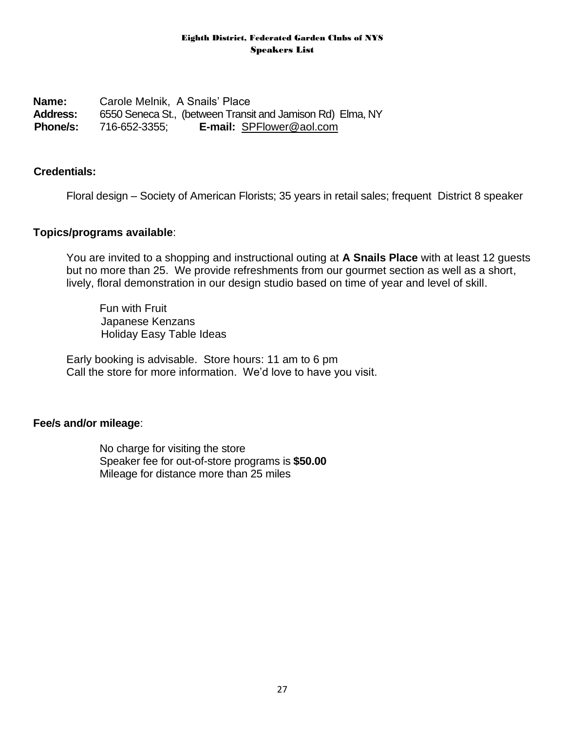**Eighth District, Federated Garden Clubs of NYS**
**Speakers List**

**Name:** Carole Melnik, A Snails' Place
**Address:** 6550 Seneca St., (between Transit and Jamison Rd) Elma, NY
**Phone/s:** 716-652-3355; **E-mail:** SPFlower@aol.com

**Credentials:**

Floral design – Society of American Florists; 35 years in retail sales; frequent District 8 speaker

**Topics/programs available**:

You are invited to a shopping and instructional outing at **A Snails Place** with at least 12 guests but no more than 25. We provide refreshments from our gourmet section as well as a short, lively, floral demonstration in our design studio based on time of year and level of skill.

Fun with Fruit
Japanese Kenzans
Holiday Easy Table Ideas

Early booking is advisable. Store hours: 11 am to 6 pm
Call the store for more information. We'd love to have you visit.

**Fee/s and/or mileage**:

No charge for visiting the store
Speaker fee for out-of-store programs is **$50.00**
Mileage for distance more than 25 miles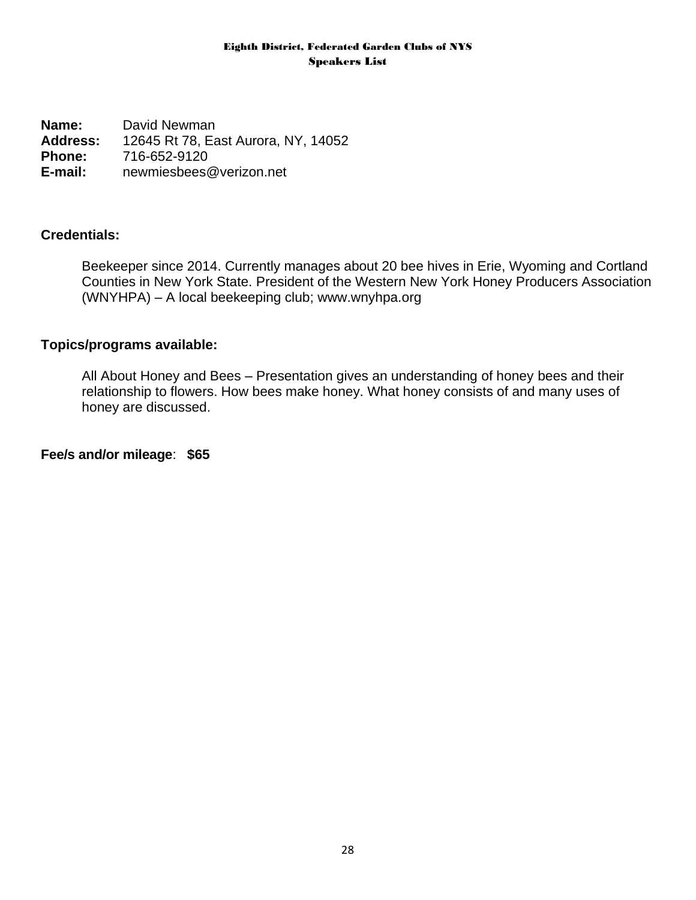**Name:** David Newman
**Address:** 12645 Rt 78, East Aurora, NY, 14052
**Phone:** 716-652-9120
**E-mail:** newmiesbees@verizon.net

**Credentials:**

Beekeeper since 2014. Currently manages about 20 bee hives in Erie, Wyoming and Cortland Counties in New York State. President of the Western New York Honey Producers Association (WNYHPA) – A local beekeeping club; www.wnyhpa.org

**Topics/programs available:**

All About Honey and Bees – Presentation gives an understanding of honey bees and their relationship to flowers. How bees make honey. What honey consists of and many uses of honey are discussed.

**Fee/s and/or mileage**: **$65**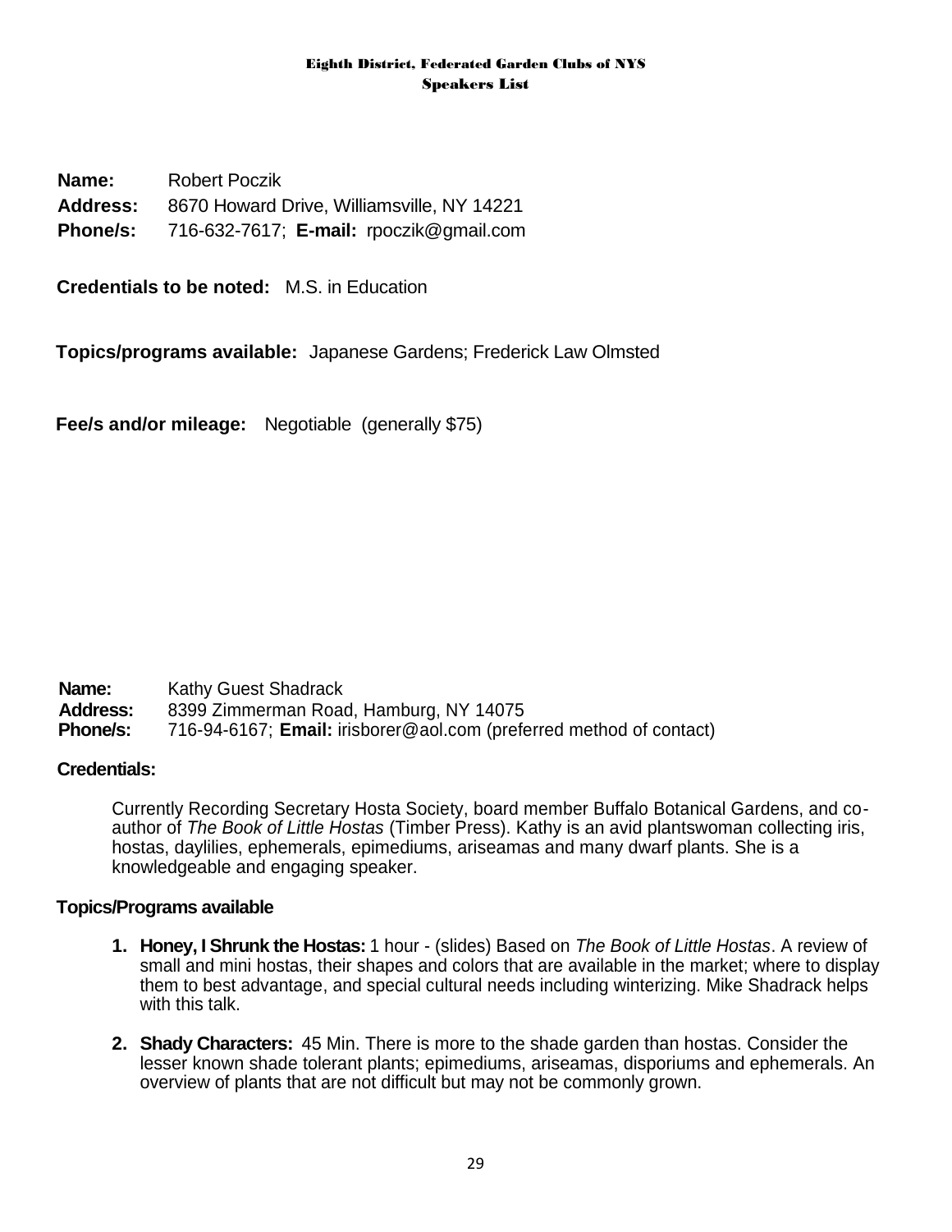**Name:** Robert Poczik
**Address:** 8670 Howard Drive, Williamsville, NY 14221
**Phone/s:** 716-632-7617; **E-mail:** rpoczik@gmail.com

**Credentials to be noted:** M.S. in Education

**Topics/programs available:** Japanese Gardens; Frederick Law Olmsted

**Fee/s and/or mileage:** Negotiable (generally $75)

**Name:** Kathy Guest Shadrack
**Address:** 8399 Zimmerman Road, Hamburg, NY 14075
**Phone/s:** 716-94-6167; **Email:** irisborer@aol.com (preferred method of contact)

**Credentials:**

Currently Recording Secretary Hosta Society, board member Buffalo Botanical Gardens, and co-author of *The Book of Little Hostas* (Timber Press). Kathy is an avid plantswoman collecting iris, hostas, daylilies, ephemerals, epimediums, ariseamas and many dwarf plants. She is a knowledgeable and engaging speaker.

**Topics/Programs available**

1. **Honey, I Shrunk the Hostas:** 1 hour - (slides) Based on *The Book of Little Hostas*. A review of small and mini hostas, their shapes and colors that are available in the market; where to display them to best advantage, and special cultural needs including winterizing. Mike Shadrack helps with this talk.
2. **Shady Characters:** 45 Min. There is more to the shade garden than hostas. Consider the lesser known shade tolerant plants; epimediums, ariseamas, disporiums and ephemerals. An overview of plants that are not difficult but may not be commonly grown.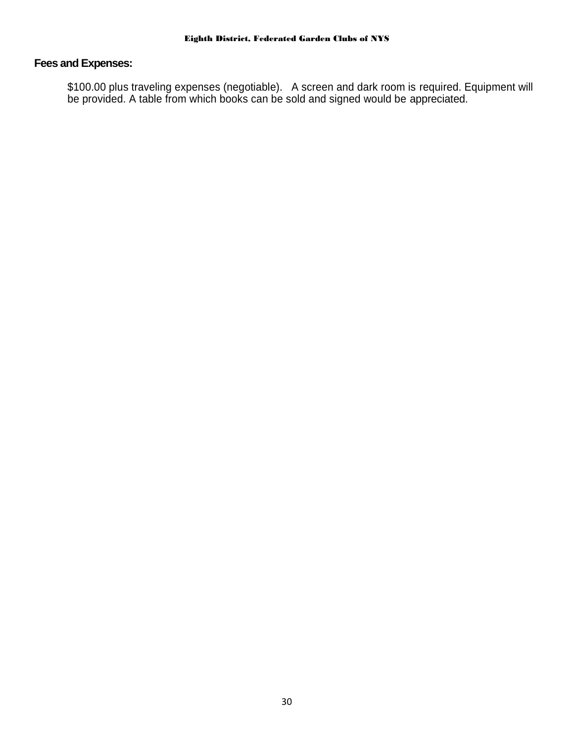**Fees and Expenses:**

$100.00 plus traveling expenses (negotiable). A screen and dark room is required. Equipment will be provided. A table from which books can be sold and signed would be appreciated.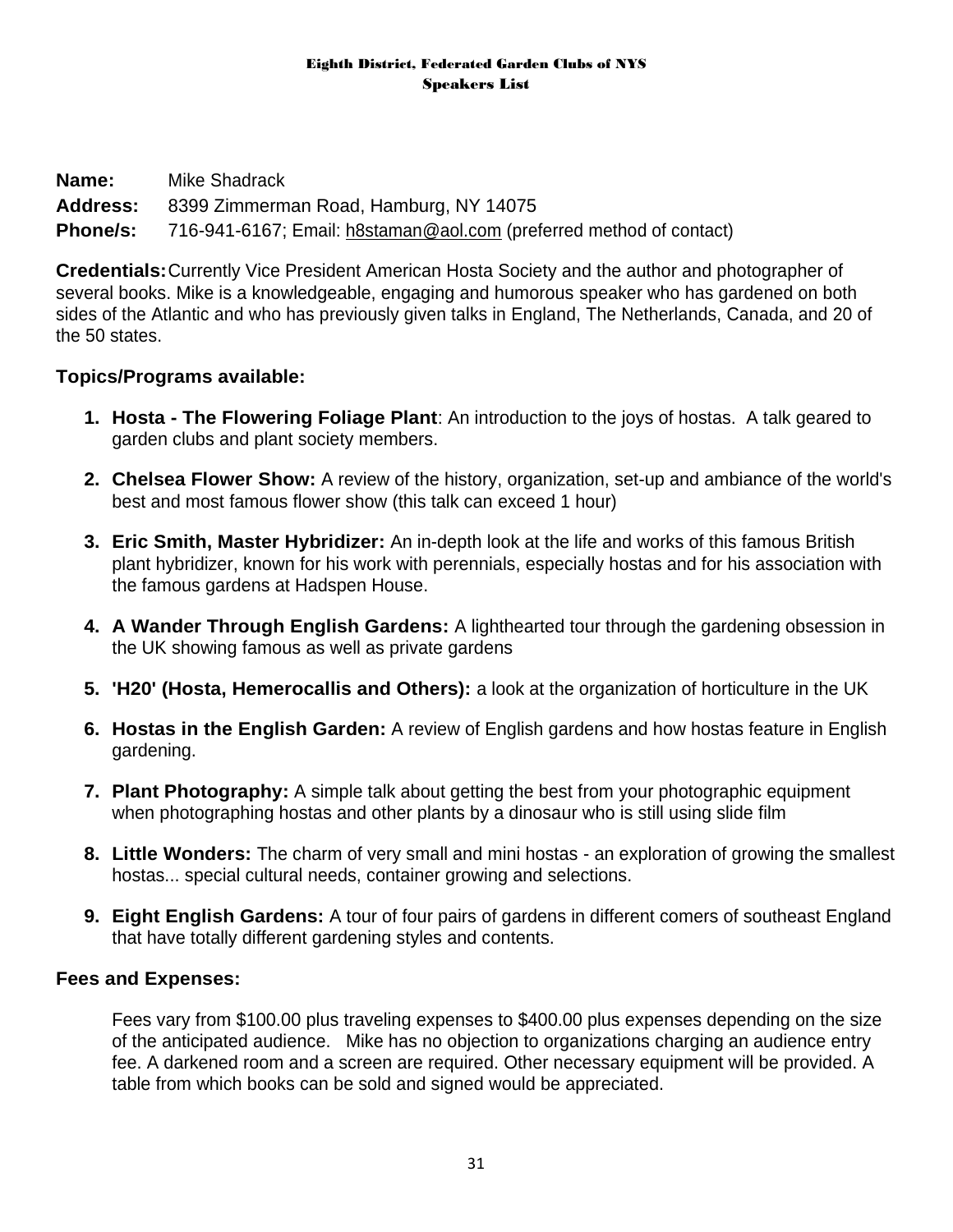Eighth District, Federated Garden Clubs of NYS
Speakers List

**Name:** Mike Shadrack
**Address:** 8399 Zimmerman Road, Hamburg, NY 14075
**Phone/s:** 716-941-6167; Email: h8staman@aol.com (preferred method of contact)

**Credentials:** Currently Vice President American Hosta Society and the author and photographer of several books. Mike is a knowledgeable, engaging and humorous speaker who has gardened on both sides of the Atlantic and who has previously given talks in England, The Netherlands, Canada, and 20 of the 50 states.

**Topics/Programs available:**

1. **Hosta - The Flowering Foliage Plant**: An introduction to the joys of hostas. A talk geared to garden clubs and plant society members.
2. **Chelsea Flower Show:** A review of the history, organization, set-up and ambiance of the world's best and most famous flower show (this talk can exceed 1 hour)
3. **Eric Smith, Master Hybridizer:** An in-depth look at the life and works of this famous British plant hybridizer, known for his work with perennials, especially hostas and for his association with the famous gardens at Hadspen House.
4. **A Wander Through English Gardens:** A lighthearted tour through the gardening obsession in the UK showing famous as well as private gardens
5. **'H20' (Hosta, Hemerocallis and Others):** a look at the organization of horticulture in the UK
6. **Hostas in the English Garden:** A review of English gardens and how hostas feature in English gardening.
7. **Plant Photography:** A simple talk about getting the best from your photographic equipment when photographing hostas and other plants by a dinosaur who is still using slide film
8. **Little Wonders:** The charm of very small and mini hostas - an exploration of growing the smallest hostas... special cultural needs, container growing and selections.
9. **Eight English Gardens:** A tour of four pairs of gardens in different comers of southeast England that have totally different gardening styles and contents.

**Fees and Expenses:**

Fees vary from $100.00 plus traveling expenses to $400.00 plus expenses depending on the size of the anticipated audience. Mike has no objection to organizations charging an audience entry fee. A darkened room and a screen are required. Other necessary equipment will be provided. A table from which books can be sold and signed would be appreciated.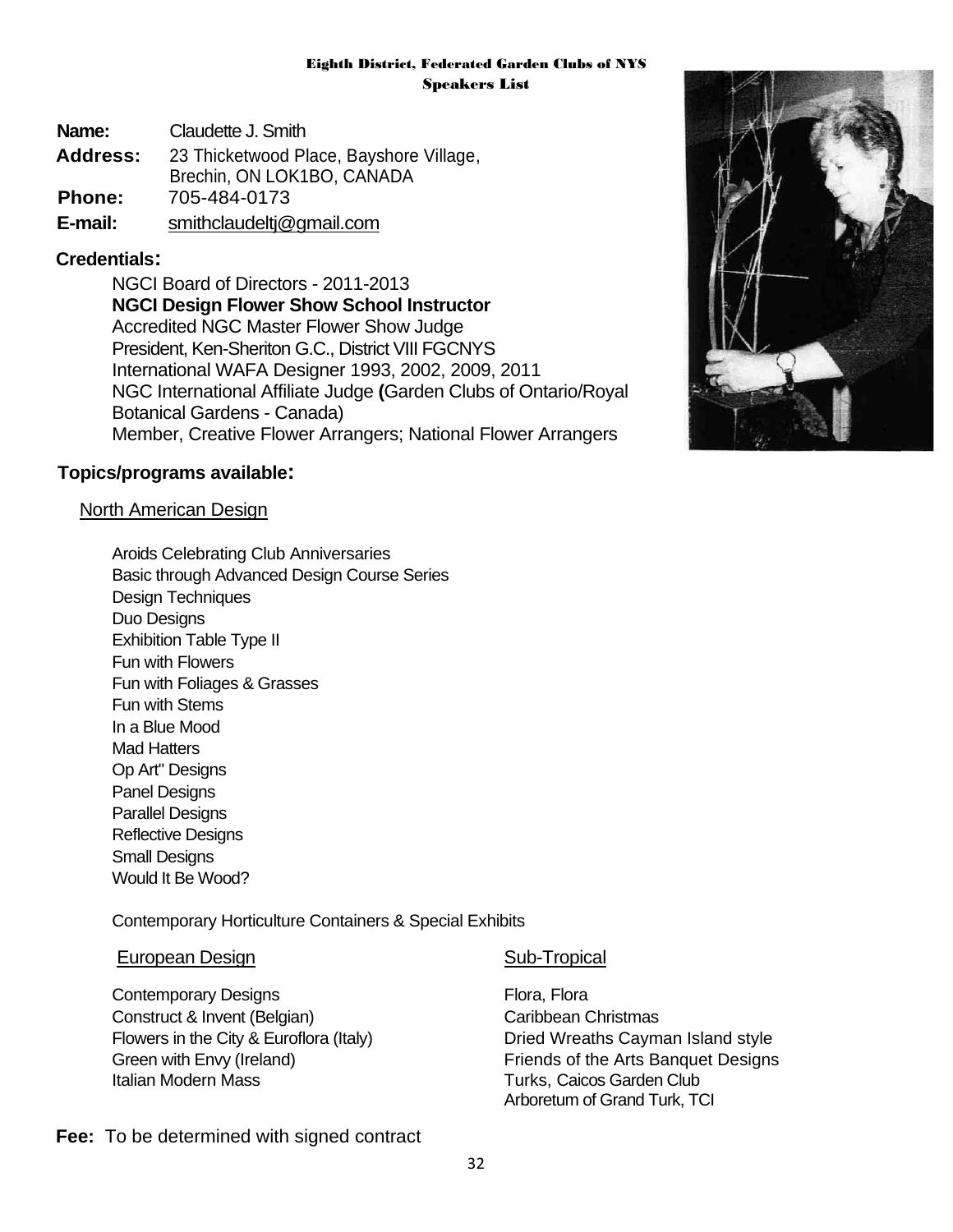**Eighth District, Federated Garden Clubs of NYS**
**Speakers List**

**Name:** Claudette J. Smith
**Address:** 23 Thicketwood Place, Bayshore Village,
Brechin, ON LOK1BO, CANADA
**Phone:** 705-484-0173
**E-mail:** smithclaudeltj@gmail.com

**Credentials:**

NGCI Board of Directors - 2011-2013
**NGCI Design Flower Show School Instructor**
Accredited NGC Master Flower Show Judge
President, Ken-Sheriton G.C., District VIII FGCNYS
International WAFA Designer 1993, 2002, 2009, 2011
NGC International Affiliate Judge **(**Garden Clubs of Ontario/Royal Botanical Gardens - Canada)
Member, Creative Flower Arrangers; National Flower Arrangers

**Topics/programs available:**

North American Design

Aroids Celebrating Club Anniversaries
Basic through Advanced Design Course Series
Design Techniques
Duo Designs
Exhibition Table Type II
Fun with Flowers
Fun with Foliages & Grasses
Fun with Stems
In a Blue Mood
Mad Hatters
Op Art" Designs
Panel Designs
Parallel Designs
Reflective Designs
Small Designs
Would It Be Wood?

Contemporary Horticulture Containers & Special Exhibits

European Design

Contemporary Designs
Construct & Invent (Belgian)
Flowers in the City & Euroflora (Italy)
Green with Envy (Ireland)
Italian Modern Mass

Sub-Tropical

Flora, Flora
Caribbean Christmas
Dried Wreaths Cayman Island style
Friends of the Arts Banquet Designs
Turks, Caicos Garden Club
Arboretum of Grand Turk, TCI

**Fee:** To be determined with signed contract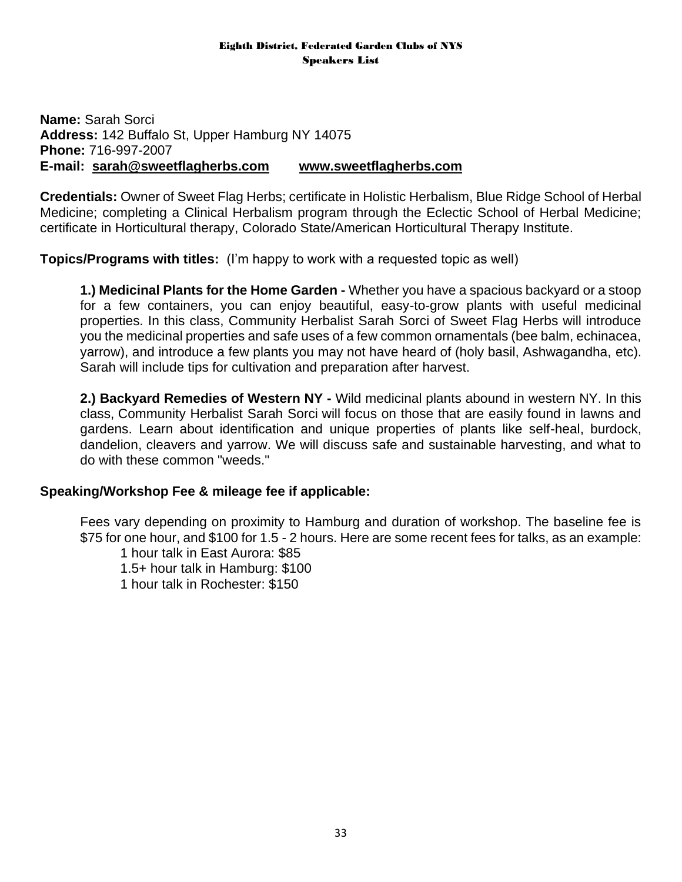**Name:** Sarah Sorci
**Address:** 142 Buffalo St, Upper Hamburg NY 14075
**Phone:** 716-997-2007
**E-mail:** **sarah@sweetflagherbs.com** **www.sweetflagherbs.com**

**Credentials:** Owner of Sweet Flag Herbs; certificate in Holistic Herbalism, Blue Ridge School of Herbal Medicine; completing a Clinical Herbalism program through the Eclectic School of Herbal Medicine; certificate in Horticultural therapy, Colorado State/American Horticultural Therapy Institute.

**Topics/Programs with titles:** (I'm happy to work with a requested topic as well)

**1.) Medicinal Plants for the Home Garden -** Whether you have a spacious backyard or a stoop for a few containers, you can enjoy beautiful, easy-to-grow plants with useful medicinal properties. In this class, Community Herbalist Sarah Sorci of Sweet Flag Herbs will introduce you the medicinal properties and safe uses of a few common ornamentals (bee balm, echinacea, yarrow), and introduce a few plants you may not have heard of (holy basil, Ashwagandha, etc). Sarah will include tips for cultivation and preparation after harvest.

**2.) Backyard Remedies of Western NY -** Wild medicinal plants abound in western NY. In this class, Community Herbalist Sarah Sorci will focus on those that are easily found in lawns and gardens. Learn about identification and unique properties of plants like self-heal, burdock, dandelion, cleavers and yarrow. We will discuss safe and sustainable harvesting, and what to do with these common "weeds."

**Speaking/Workshop Fee & mileage fee if applicable:**

Fees vary depending on proximity to Hamburg and duration of workshop. The baseline fee is $75 for one hour, and $100 for 1.5 - 2 hours. Here are some recent fees for talks, as an example:

- 1 hour talk in East Aurora: $85
- 1.5+ hour talk in Hamburg: $100
- 1 hour talk in Rochester: $150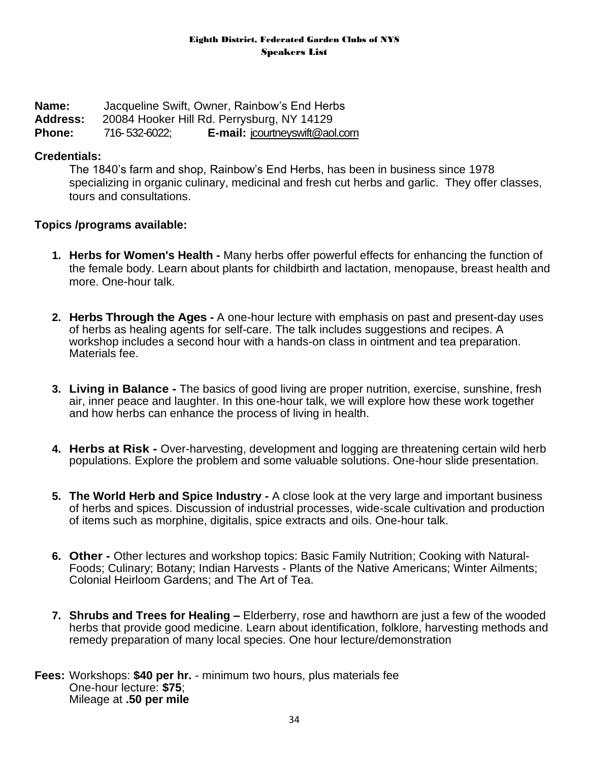**Eighth District, Federated Garden Clubs of NYS**
**Speakers List**

**Name:** Jacqueline Swift, Owner, Rainbow's End Herbs
**Address:** 20084 Hooker Hill Rd. Perrysburg, NY 14129
**Phone:** 716-532-6022; **E-mail:** jcourtneyswift@aol.com

**Credentials:**

The 1840's farm and shop, Rainbow's End Herbs, has been in business since 1978 specializing in organic culinary, medicinal and fresh cut herbs and garlic. They offer classes, tours and consultations.

**Topics /programs available:**

1. **Herbs for Women's Health -** Many herbs offer powerful effects for enhancing the function of the female body. Learn about plants for childbirth and lactation, menopause, breast health and more. One-hour talk.

2. **Herbs Through the Ages -** A one-hour lecture with emphasis on past and present-day uses of herbs as healing agents for self-care. The talk includes suggestions and recipes. A workshop includes a second hour with a hands-on class in ointment and tea preparation. Materials fee.

3. **Living in Balance -** The basics of good living are proper nutrition, exercise, sunshine, fresh air, inner peace and laughter. In this one-hour talk, we will explore how these work together and how herbs can enhance the process of living in health.

4. **Herbs at Risk -** Over-harvesting, development and logging are threatening certain wild herb populations. Explore the problem and some valuable solutions. One-hour slide presentation.

5. **The World Herb and Spice Industry -** A close look at the very large and important business of herbs and spices. Discussion of industrial processes, wide-scale cultivation and production of items such as morphine, digitalis, spice extracts and oils. One-hour talk.

6. **Other -** Other lectures and workshop topics: Basic Family Nutrition; Cooking with Natural-Foods; Culinary; Botany; Indian Harvests - Plants of the Native Americans; Winter Ailments; Colonial Heirloom Gardens; and The Art of Tea.

7. **Shrubs and Trees for Healing –** Elderberry, rose and hawthorn are just a few of the wooded herbs that provide good medicine. Learn about identification, folklore, harvesting methods and remedy preparation of many local species. One hour lecture/demonstration

**Fees:** Workshops: **$40 per hr.** - minimum two hours, plus materials fee
One-hour lecture: **$75**;
Mileage at **.50 per mile**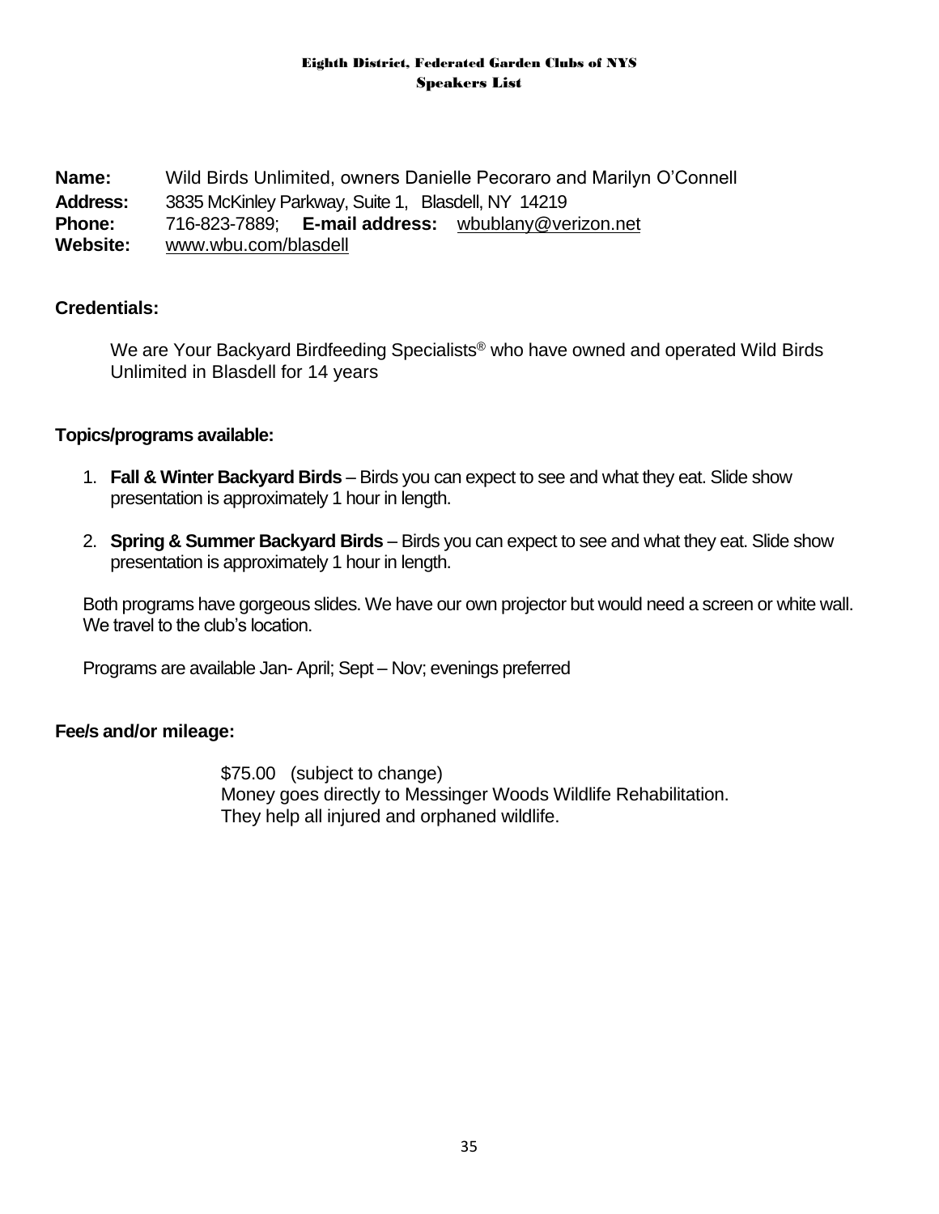**Name:** Wild Birds Unlimited, owners Danielle Pecoraro and Marilyn O'Connell
**Address:** 3835 McKinley Parkway, Suite 1, Blasdell, NY 14219
**Phone:** 716-823-7889; **E-mail address:** wbublany@verizon.net
**Website:** www.wbu.com/blasdell

**Credentials:**

We are Your Backyard Birdfeeding Specialists® who have owned and operated Wild Birds Unlimited in Blasdell for 14 years

**Topics/programs available:**

1. **Fall & Winter Backyard Birds** – Birds you can expect to see and what they eat. Slide show presentation is approximately 1 hour in length.
2. **Spring & Summer Backyard Birds** – Birds you can expect to see and what they eat. Slide show presentation is approximately 1 hour in length.

Both programs have gorgeous slides. We have our own projector but would need a screen or white wall. We travel to the club's location.

Programs are available Jan- April; Sept – Nov; evenings preferred

**Fee/s and/or mileage:**

$75.00 (subject to change)
Money goes directly to Messinger Woods Wildlife Rehabilitation.
They help all injured and orphaned wildlife.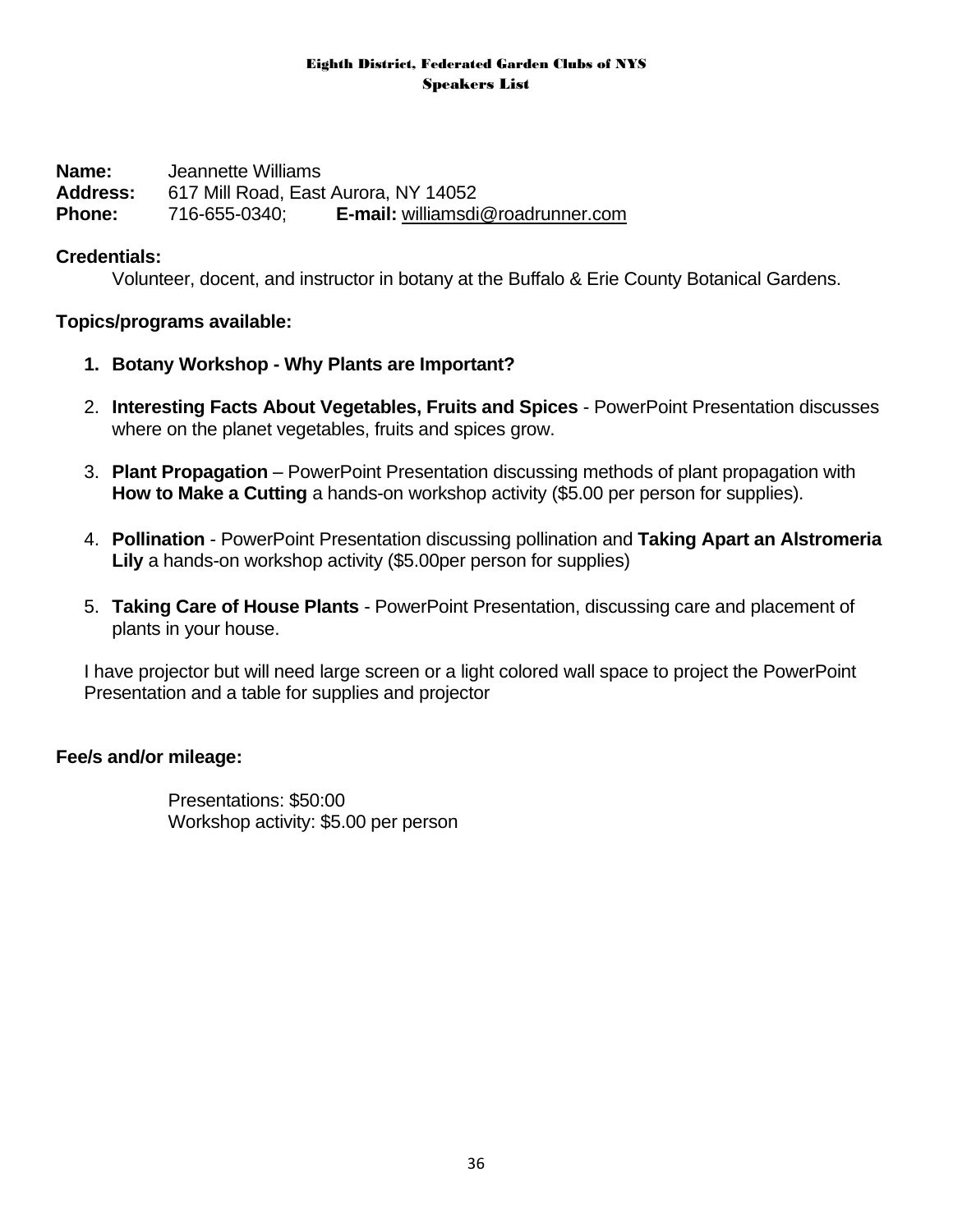**Name:** Jeannette Williams
**Address:** 617 Mill Road, East Aurora, NY 14052
**Phone:** 716-655-0340; **E-mail:** williamsdi@roadrunner.com

**Credentials:**

Volunteer, docent, and instructor in botany at the Buffalo & Erie County Botanical Gardens.

**Topics/programs available:**

1. **Botany Workshop - Why Plants are Important?**

2. **Interesting Facts About Vegetables, Fruits and Spices** - PowerPoint Presentation discusses where on the planet vegetables, fruits and spices grow.

3. **Plant Propagation** – PowerPoint Presentation discussing methods of plant propagation with **How to Make a Cutting** a hands-on workshop activity ($5.00 per person for supplies).

4. **Pollination** - PowerPoint Presentation discussing pollination and **Taking Apart an Alstromeria Lily** a hands-on workshop activity ($5.00per person for supplies)

5. **Taking Care of House Plants** - PowerPoint Presentation, discussing care and placement of plants in your house.

I have projector but will need large screen or a light colored wall space to project the PowerPoint Presentation and a table for supplies and projector

**Fee/s and/or mileage:**

Presentations: $50:00
Workshop activity: $5.00 per person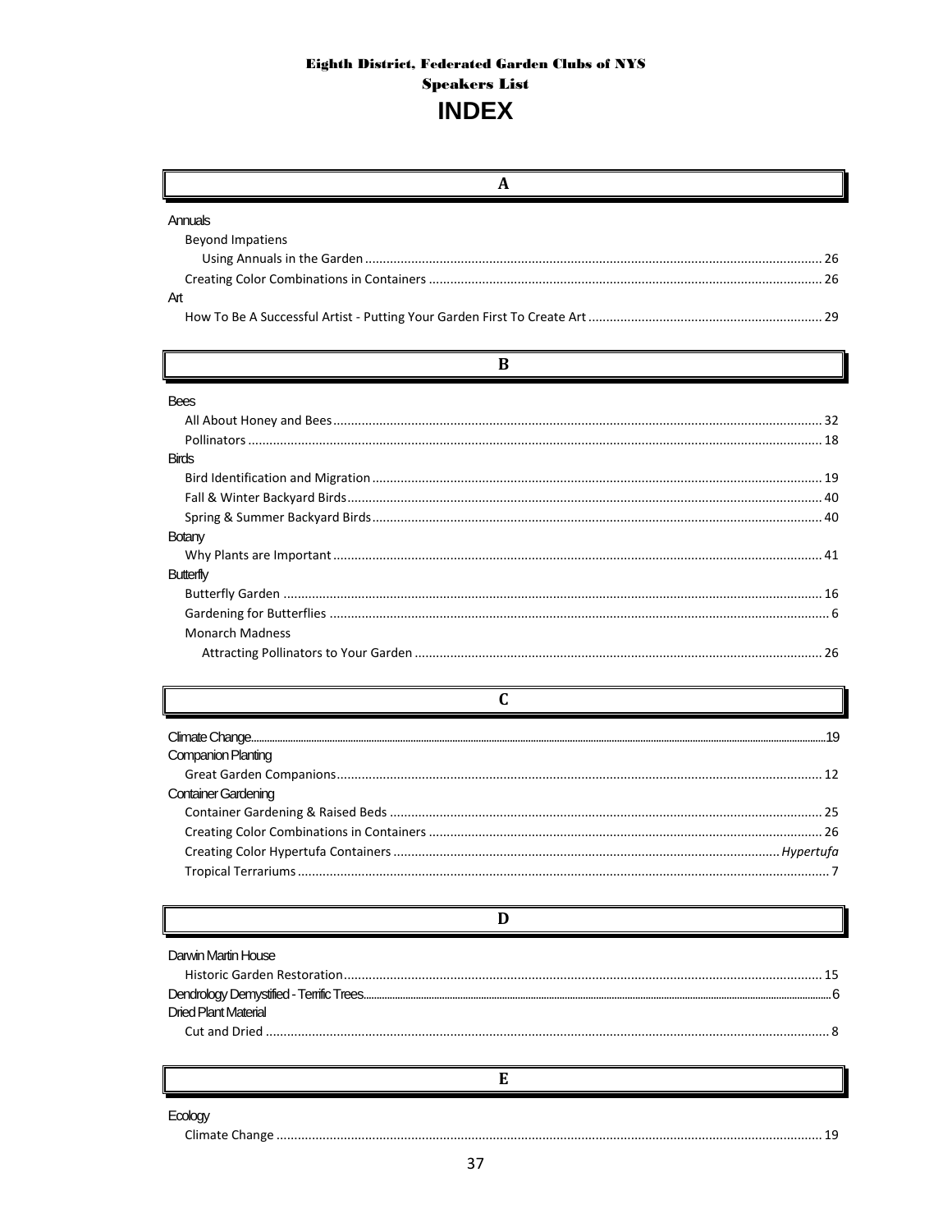**Eighth District, Federated Garden Clubs of NYS**

**Speakers List**

# INDEX

## A

Annuals

- Beyond Impatiens
  - Using Annuals in the Garden ........ 26
- Creating Color Combinations in Containers ........ 26

Art

- How To Be A Successful Artist - Putting Your Garden First To Create Art ........ 29

## B

Bees

- All About Honey and Bees ........ 32
- Pollinators ........ 18

Birds

- Bird Identification and Migration ........ 19
- Fall & Winter Backyard Birds ........ 40
- Spring & Summer Backyard Birds ........ 40

Botany

- Why Plants are Important ........ 41

Butterfly

- Butterfly Garden ........ 16
- Gardening for Butterflies ........ 6
- Monarch Madness
  - Attracting Pollinators to Your Garden ........ 26

## C

Climate Change ........ 19

Companion Planting

- Great Garden Companions ........ 12

Container Gardening

- Container Gardening & Raised Beds ........ 25
- Creating Color Combinations in Containers ........ 26
- Creating Color Hypertufa Containers ........ *Hypertufa*
- Tropical Terrariums ........ 7

## D

Darwin Martin House

- Historic Garden Restoration ........ 15

Dendrology Demystified - Terrific Trees ........ 6

Dried Plant Material

- Cut and Dried ........ 8

## E

Ecology

- Climate Change ........ 19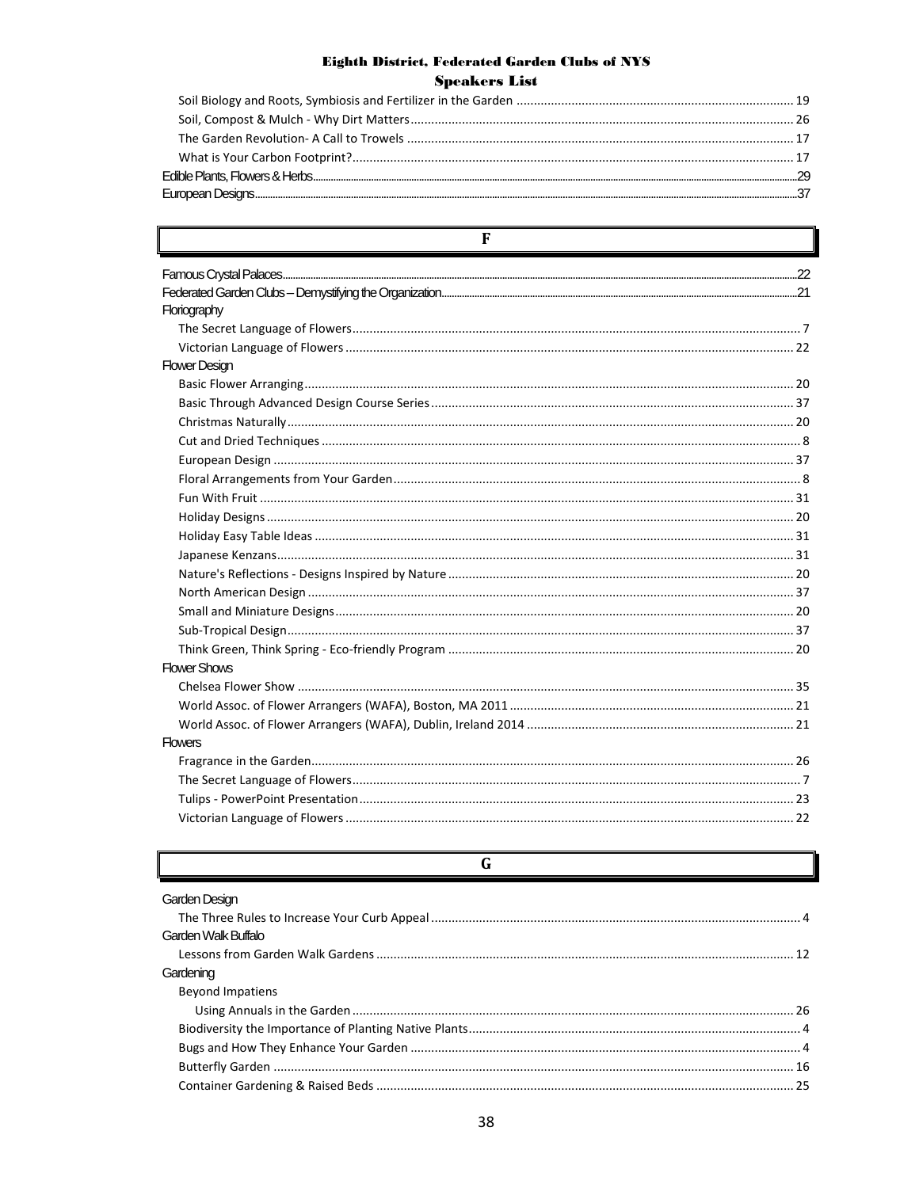Soil Biology and Roots, Symbiosis and Fertilizer in the Garden ........ 19
Soil, Compost & Mulch - Why Dirt Matters ........ 26
The Garden Revolution- A Call to Trowels ........ 17
What is Your Carbon Footprint? ........ 17

Edible Plants, Flowers & Herbs ........ 29
European Designs ........ 37

## F

Famous Crystal Palaces ........ 22
Federated Garden Clubs – Demystifying the Organization ........ 21

Floriography
- The Secret Language of Flowers ........ 7
- Victorian Language of Flowers ........ 22

Flower Design
- Basic Flower Arranging ........ 20
- Basic Through Advanced Design Course Series ........ 37
- Christmas Naturally ........ 20
- Cut and Dried Techniques ........ 8
- European Design ........ 37
- Floral Arrangements from Your Garden ........ 8
- Fun With Fruit ........ 31
- Holiday Designs ........ 20
- Holiday Easy Table Ideas ........ 31
- Japanese Kenzans ........ 31
- Nature's Reflections - Designs Inspired by Nature ........ 20
- North American Design ........ 37
- Small and Miniature Designs ........ 20
- Sub-Tropical Design ........ 37
- Think Green, Think Spring - Eco-friendly Program ........ 20

Flower Shows
- Chelsea Flower Show ........ 35
- World Assoc. of Flower Arrangers (WAFA), Boston, MA 2011 ........ 21
- World Assoc. of Flower Arrangers (WAFA), Dublin, Ireland 2014 ........ 21

Flowers
- Fragrance in the Garden ........ 26
- The Secret Language of Flowers ........ 7
- Tulips - PowerPoint Presentation ........ 23
- Victorian Language of Flowers ........ 22

## G

Garden Design
- The Three Rules to Increase Your Curb Appeal ........ 4

Garden Walk Buffalo
- Lessons from Garden Walk Gardens ........ 12

Gardening
- Beyond Impatiens
  - Using Annuals in the Garden ........ 26
- Biodiversity the Importance of Planting Native Plants ........ 4
- Bugs and How They Enhance Your Garden ........ 4
- Butterfly Garden ........ 16
- Container Gardening & Raised Beds ........ 25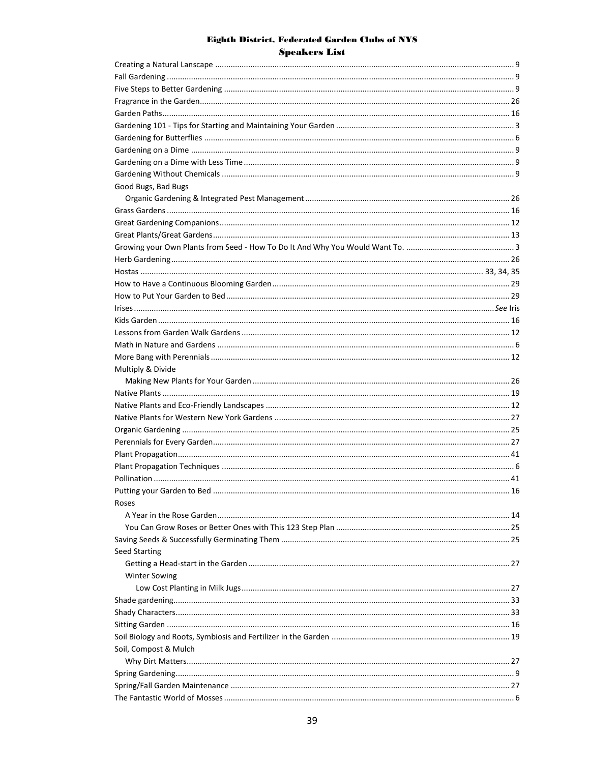# Eighth District, Federated Garden Clubs of NYS

## Speakers List

Creating a Natural Lanscape ............ 9
Fall Gardening ............ 9
Five Steps to Better Gardening ............ 9
Fragrance in the Garden ............ 26
Garden Paths ............ 16
Gardening 101 - Tips for Starting and Maintaining Your Garden ............ 3
Gardening for Butterflies ............ 6
Gardening on a Dime ............ 9
Gardening on a Dime with Less Time ............ 9
Gardening Without Chemicals ............ 9
Good Bugs, Bad Bugs
- Organic Gardening & Integrated Pest Management ............ 26

Grass Gardens ............ 16
Great Gardening Companions ............ 12
Great Plants/Great Gardens ............ 13
Growing your Own Plants from Seed - How To Do It And Why You Would Want To. ............ 3
Herb Gardening ............ 26
Hostas ............ 33, 34, 35
How to Have a Continuous Blooming Garden ............ 29
How to Put Your Garden to Bed ............ 29
Irises ............ *See* Iris
Kids Garden ............ 16
Lessons from Garden Walk Gardens ............ 12
Math in Nature and Gardens ............ 6
More Bang with Perennials ............ 12
Multiply & Divide
- Making New Plants for Your Garden ............ 26

Native Plants ............ 19
Native Plants and Eco-Friendly Landscapes ............ 12
Native Plants for Western New York Gardens ............ 27
Organic Gardening ............ 25
Perennials for Every Garden ............ 27
Plant Propagation ............ 41
Plant Propagation Techniques ............ 6
Pollination ............ 41
Putting your Garden to Bed ............ 16
Roses
- A Year in the Rose Garden ............ 14
- You Can Grow Roses or Better Ones with This 123 Step Plan ............ 25

Saving Seeds & Successfully Germinating Them ............ 25
Seed Starting
- Getting a Head-start in the Garden ............ 27
- Winter Sowing
  - Low Cost Planting in Milk Jugs ............ 27

Shade gardening ............ 33
Shady Characters ............ 33
Sitting Garden ............ 16
Soil Biology and Roots, Symbiosis and Fertilizer in the Garden ............ 19
Soil, Compost & Mulch
- Why Dirt Matters ............ 27

Spring Gardening ............ 9
Spring/Fall Garden Maintenance ............ 27
The Fantastic World of Mosses ............ 6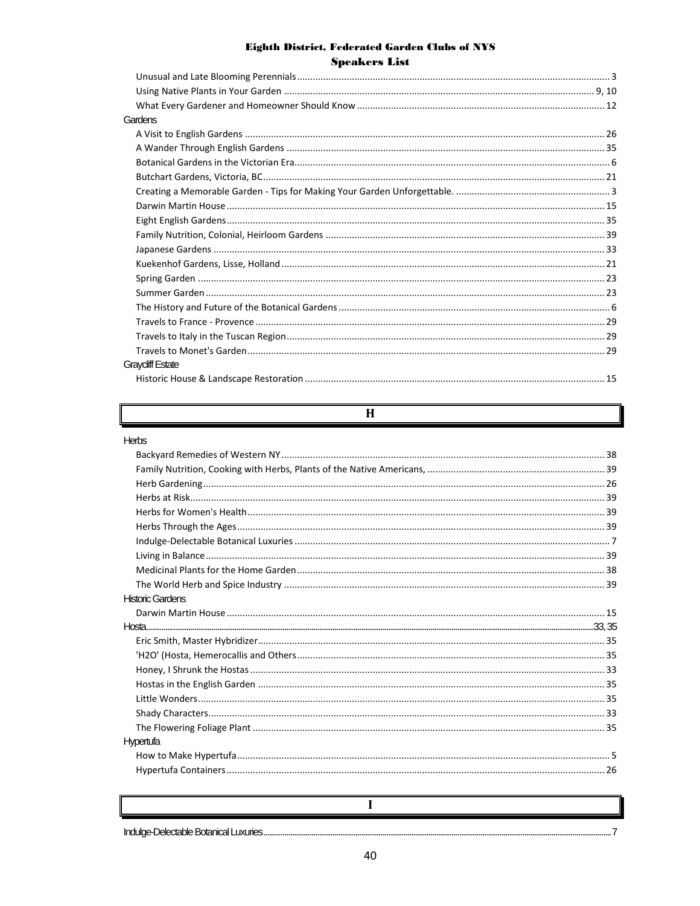Unusual and Late Blooming Perennials ........ 3
Using Native Plants in Your Garden ........ 9, 10
What Every Gardener and Homeowner Should Know ........ 12

Gardens
- A Visit to English Gardens ........ 26
- A Wander Through English Gardens ........ 35
- Botanical Gardens in the Victorian Era ........ 6
- Butchart Gardens, Victoria, BC ........ 21
- Creating a Memorable Garden - Tips for Making Your Garden Unforgettable. ........ 3
- Darwin Martin House ........ 15
- Eight English Gardens ........ 35
- Family Nutrition, Colonial, Heirloom Gardens ........ 39
- Japanese Gardens ........ 33
- Kuekenhof Gardens, Lisse, Holland ........ 21
- Spring Garden ........ 23
- Summer Garden ........ 23
- The History and Future of the Botanical Gardens ........ 6
- Travels to France - Provence ........ 29
- Travels to Italy in the Tuscan Region ........ 29
- Travels to Monet's Garden ........ 29

Graycliff Estate
- Historic House & Landscape Restoration ........ 15

## H

Herbs
- Backyard Remedies of Western NY ........ 38
- Family Nutrition, Cooking with Herbs, Plants of the Native Americans, ........ 39
- Herb Gardening ........ 26
- Herbs at Risk ........ 39
- Herbs for Women's Health ........ 39
- Herbs Through the Ages ........ 39
- Indulge-Delectable Botanical Luxuries ........ 7
- Living in Balance ........ 39
- Medicinal Plants for the Home Garden ........ 38
- The World Herb and Spice Industry ........ 39

Historic Gardens
- Darwin Martin House ........ 15

Hosta ........ 33, 35
- Eric Smith, Master Hybridizer ........ 35
- 'H2O' (Hosta, Hemerocallis and Others ........ 35
- Honey, I Shrunk the Hostas ........ 33
- Hostas in the English Garden ........ 35
- Little Wonders ........ 35
- Shady Characters ........ 33
- The Flowering Foliage Plant ........ 35

Hypertufa
- How to Make Hypertufa ........ 5
- Hypertufa Containers ........ 26

## I

Indulge-Delectable Botanical Luxuries ........ 7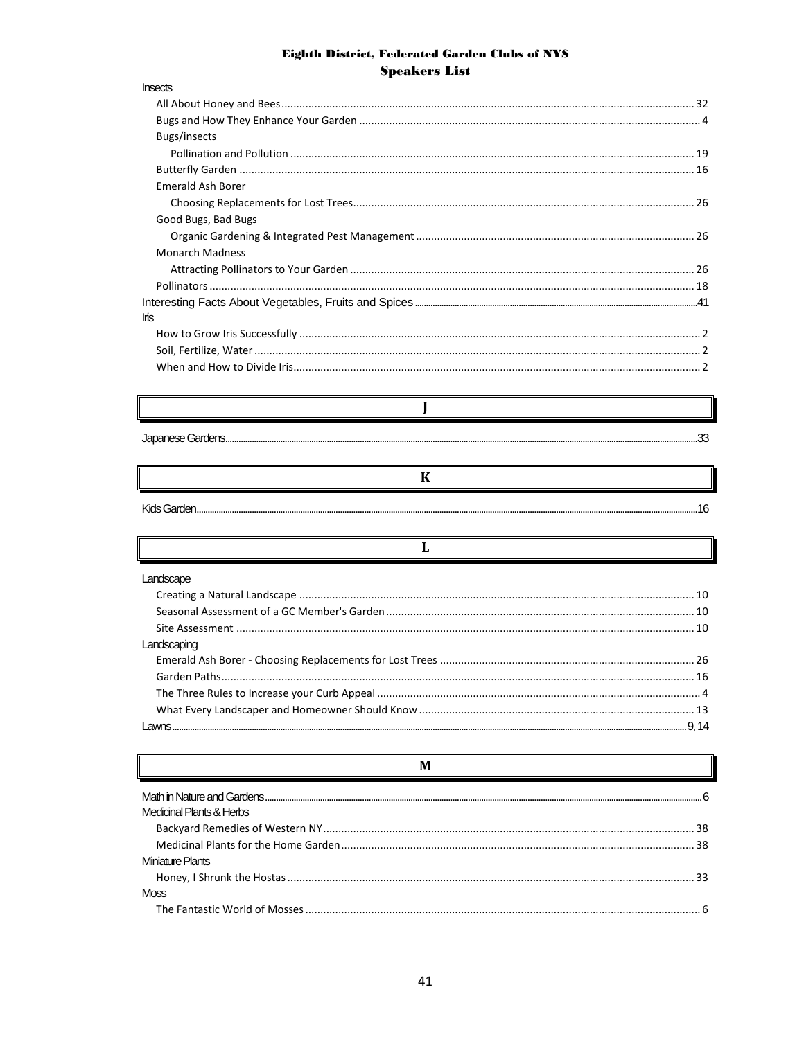# Eighth District, Federated Garden Clubs of NYS

## Speakers List

Insects

- All About Honey and Bees ... 32
- Bugs and How They Enhance Your Garden ... 4
- Bugs/insects
  - Pollination and Pollution ... 19
- Butterfly Garden ... 16
- Emerald Ash Borer
  - Choosing Replacements for Lost Trees ... 26
- Good Bugs, Bad Bugs
  - Organic Gardening & Integrated Pest Management ... 26
- Monarch Madness
  - Attracting Pollinators to Your Garden ... 26
- Pollinators ... 18

Interesting Facts About Vegetables, Fruits and Spices ... 41

Iris

- How to Grow Iris Successfully ... 2
- Soil, Fertilize, Water ... 2
- When and How to Divide Iris ... 2

## J

Japanese Gardens ... 33

## K

Kids Garden ... 16

## L

Landscape

- Creating a Natural Landscape ... 10
- Seasonal Assessment of a GC Member's Garden ... 10
- Site Assessment ... 10

Landscaping

- Emerald Ash Borer - Choosing Replacements for Lost Trees ... 26
- Garden Paths ... 16
- The Three Rules to Increase your Curb Appeal ... 4
- What Every Landscaper and Homeowner Should Know ... 13

Lawns ... 9, 14

## M

Math in Nature and Gardens ... 6

Medicinal Plants & Herbs

- Backyard Remedies of Western NY ... 38
- Medicinal Plants for the Home Garden ... 38

Miniature Plants

- Honey, I Shrunk the Hostas ... 33

Moss

- The Fantastic World of Mosses ... 6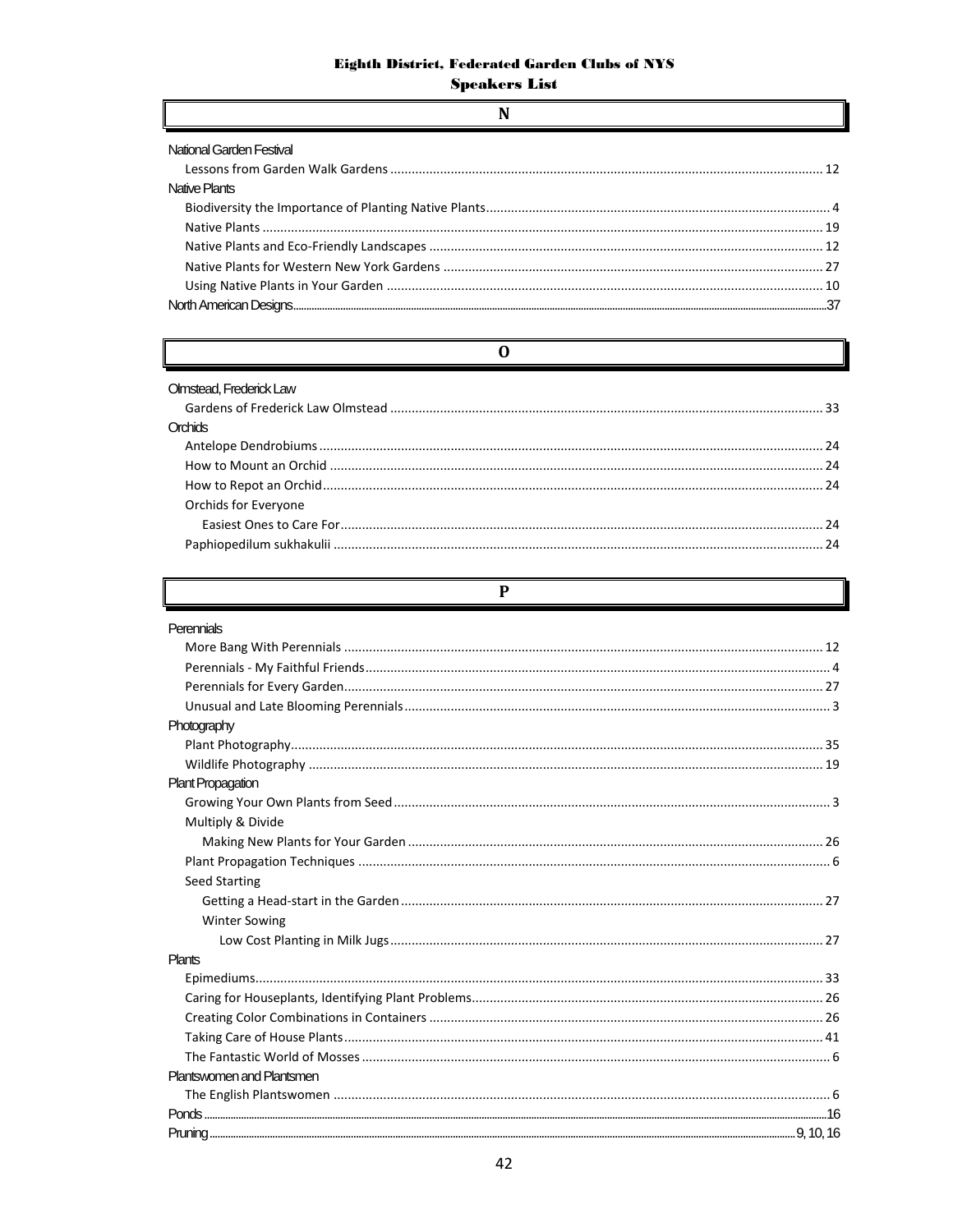## N

National Garden Festival
- Lessons from Garden Walk Gardens ... 12

Native Plants
- Biodiversity the Importance of Planting Native Plants ... 4
- Native Plants ... 19
- Native Plants and Eco-Friendly Landscapes ... 12
- Native Plants for Western New York Gardens ... 27
- Using Native Plants in Your Garden ... 10

North American Designs ... 37

## O

Olmstead, Frederick Law
- Gardens of Frederick Law Olmstead ... 33

Orchids
- Antelope Dendrobiums ... 24
- How to Mount an Orchid ... 24
- How to Repot an Orchid ... 24
- Orchids for Everyone
  - Easiest Ones to Care For ... 24
- Paphiopedilum sukhakulii ... 24

## P

Perennials
- More Bang With Perennials ... 12
- Perennials - My Faithful Friends ... 4
- Perennials for Every Garden ... 27
- Unusual and Late Blooming Perennials ... 3

Photography
- Plant Photography ... 35
- Wildlife Photography ... 19

Plant Propagation
- Growing Your Own Plants from Seed ... 3
- Multiply & Divide
  - Making New Plants for Your Garden ... 26
- Plant Propagation Techniques ... 6
- Seed Starting
  - Getting a Head-start in the Garden ... 27
  - Winter Sowing
    - Low Cost Planting in Milk Jugs ... 27

Plants
- Epimediums ... 33
- Caring for Houseplants, Identifying Plant Problems ... 26
- Creating Color Combinations in Containers ... 26
- Taking Care of House Plants ... 41
- The Fantastic World of Mosses ... 6

Plantswomen and Plantsmen
- The English Plantswomen ... 6

Ponds ... 16

Pruning ... 9, 10, 16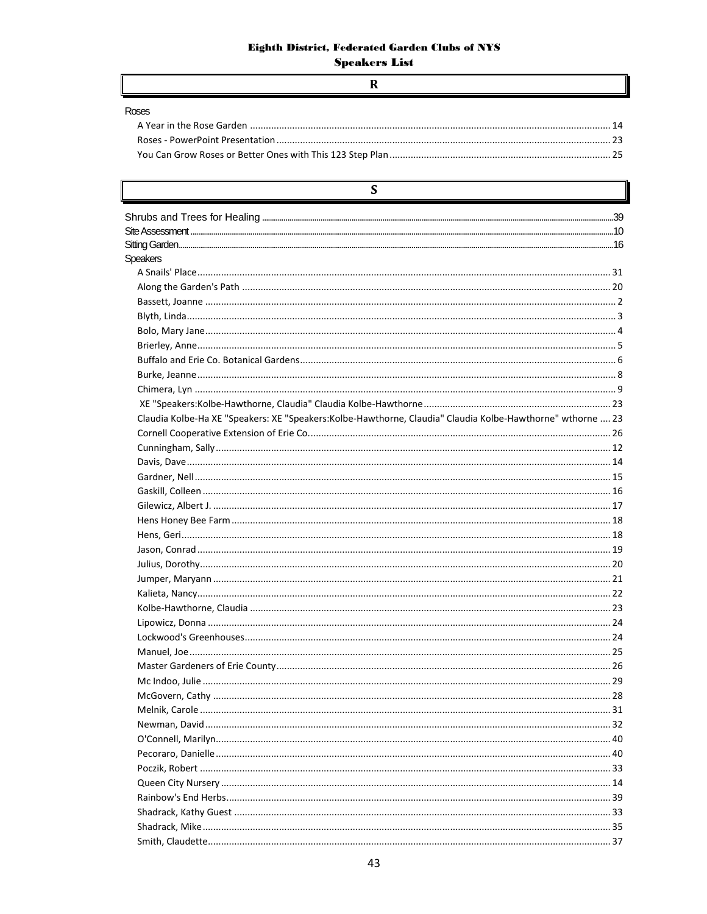## R

Roses

- A Year in the Rose Garden ........................................................ 14
- Roses - PowerPoint Presentation ........................................................ 23
- You Can Grow Roses or Better Ones with This 123 Step Plan ........................................................ 25

## S

Shrubs and Trees for Healing ........................................................ 39

Site Assessment ........................................................ 10

Sitting Garden ........................................................ 16

Speakers

- A Snails' Place ........................................................ 31
- Along the Garden's Path ........................................................ 20
- Bassett, Joanne ........................................................ 2
- Blyth, Linda ........................................................ 3
- Bolo, Mary Jane ........................................................ 4
- Brierley, Anne ........................................................ 5
- Buffalo and Erie Co. Botanical Gardens ........................................................ 6
- Burke, Jeanne ........................................................ 8
- Chimera, Lyn ........................................................ 9
- XE "Speakers:Kolbe-Hawthorne, Claudia" Claudia Kolbe-Hawthorne ........................................................ 23
- Claudia Kolbe-Ha XE "Speakers: XE "Speakers:Kolbe-Hawthorne, Claudia" Claudia Kolbe-Hawthorne" wthorne .... 23
- Cornell Cooperative Extension of Erie Co. ........................................................ 26
- Cunningham, Sally ........................................................ 12
- Davis, Dave ........................................................ 14
- Gardner, Nell ........................................................ 15
- Gaskill, Colleen ........................................................ 16
- Gilewicz, Albert J. ........................................................ 17
- Hens Honey Bee Farm ........................................................ 18
- Hens, Geri ........................................................ 18
- Jason, Conrad ........................................................ 19
- Julius, Dorothy ........................................................ 20
- Jumper, Maryann ........................................................ 21
- Kalieta, Nancy ........................................................ 22
- Kolbe-Hawthorne, Claudia ........................................................ 23
- Lipowicz, Donna ........................................................ 24
- Lockwood's Greenhouses ........................................................ 24
- Manuel, Joe ........................................................ 25
- Master Gardeners of Erie County ........................................................ 26
- Mc Indoo, Julie ........................................................ 29
- McGovern, Cathy ........................................................ 28
- Melnik, Carole ........................................................ 31
- Newman, David ........................................................ 32
- O'Connell, Marilyn ........................................................ 40
- Pecoraro, Danielle ........................................................ 40
- Poczik, Robert ........................................................ 33
- Queen City Nursery ........................................................ 14
- Rainbow's End Herbs ........................................................ 39
- Shadrack, Kathy Guest ........................................................ 33
- Shadrack, Mike ........................................................ 35
- Smith, Claudette ........................................................ 37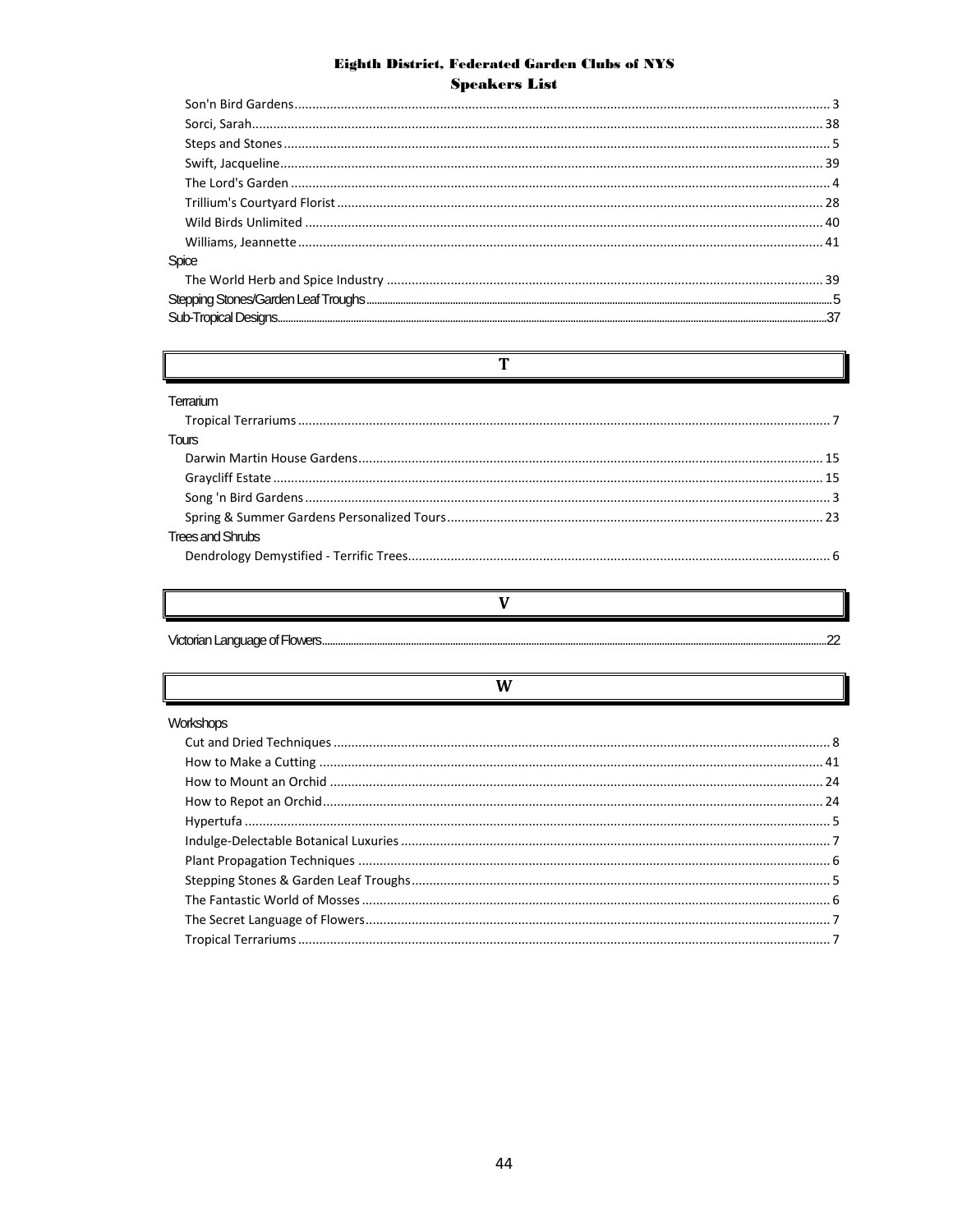Son'n Bird Gardens ........ 3
Sorci, Sarah ........ 38
Steps and Stones ........ 5
Swift, Jacqueline ........ 39
The Lord's Garden ........ 4
Trillium's Courtyard Florist ........ 28
Wild Birds Unlimited ........ 40
Williams, Jeannette ........ 41

Spice

The World Herb and Spice Industry ........ 39

Stepping Stones/Garden Leaf Troughs ........ 5

Sub-Tropical Designs ........ 37

## T

Terrarium

Tropical Terrariums ........ 7

Tours

Darwin Martin House Gardens ........ 15
Graycliff Estate ........ 15
Song 'n Bird Gardens ........ 3
Spring & Summer Gardens Personalized Tours ........ 23

Trees and Shrubs

Dendrology Demystified - Terrific Trees ........ 6

## V

Victorian Language of Flowers ........ 22

## W

Workshops

Cut and Dried Techniques ........ 8
How to Make a Cutting ........ 41
How to Mount an Orchid ........ 24
How to Repot an Orchid ........ 24
Hypertufa ........ 5
Indulge-Delectable Botanical Luxuries ........ 7
Plant Propagation Techniques ........ 6
Stepping Stones & Garden Leaf Troughs ........ 5
The Fantastic World of Mosses ........ 6
The Secret Language of Flowers ........ 7
Tropical Terrariums ........ 7